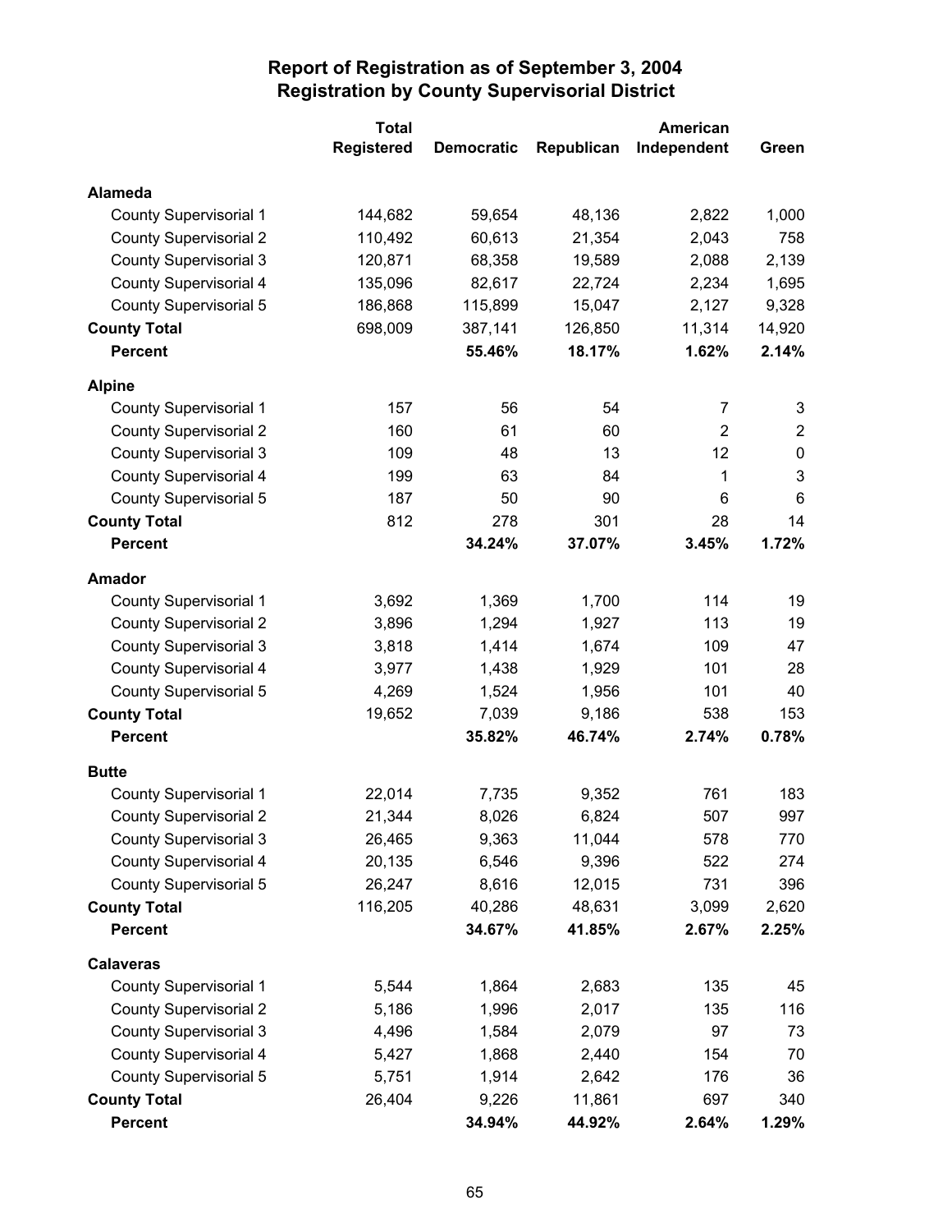# Report of Registration as of September 3, 2004
## Registration by County Supervisorial District

| | Total Registered | Democratic | Republican | American Independent | Green |
|---|---|---|---|---|---|
| **Alameda** | | | | | |
| County Supervisorial 1 | 144,682 | 59,654 | 48,136 | 2,822 | 1,000 |
| County Supervisorial 2 | 110,492 | 60,613 | 21,354 | 2,043 | 758 |
| County Supervisorial 3 | 120,871 | 68,358 | 19,589 | 2,088 | 2,139 |
| County Supervisorial 4 | 135,096 | 82,617 | 22,724 | 2,234 | 1,695 |
| County Supervisorial 5 | 186,868 | 115,899 | 15,047 | 2,127 | 9,328 |
| **County Total** | 698,009 | 387,141 | 126,850 | 11,314 | 14,920 |
| **Percent** | | **55.46%** | **18.17%** | **1.62%** | **2.14%** |
| **Alpine** | | | | | |
| County Supervisorial 1 | 157 | 56 | 54 | 7 | 3 |
| County Supervisorial 2 | 160 | 61 | 60 | 2 | 2 |
| County Supervisorial 3 | 109 | 48 | 13 | 12 | 0 |
| County Supervisorial 4 | 199 | 63 | 84 | 1 | 3 |
| County Supervisorial 5 | 187 | 50 | 90 | 6 | 6 |
| **County Total** | 812 | 278 | 301 | 28 | 14 |
| **Percent** | | **34.24%** | **37.07%** | **3.45%** | **1.72%** |
| **Amador** | | | | | |
| County Supervisorial 1 | 3,692 | 1,369 | 1,700 | 114 | 19 |
| County Supervisorial 2 | 3,896 | 1,294 | 1,927 | 113 | 19 |
| County Supervisorial 3 | 3,818 | 1,414 | 1,674 | 109 | 47 |
| County Supervisorial 4 | 3,977 | 1,438 | 1,929 | 101 | 28 |
| County Supervisorial 5 | 4,269 | 1,524 | 1,956 | 101 | 40 |
| **County Total** | 19,652 | 7,039 | 9,186 | 538 | 153 |
| **Percent** | | **35.82%** | **46.74%** | **2.74%** | **0.78%** |
| **Butte** | | | | | |
| County Supervisorial 1 | 22,014 | 7,735 | 9,352 | 761 | 183 |
| County Supervisorial 2 | 21,344 | 8,026 | 6,824 | 507 | 997 |
| County Supervisorial 3 | 26,465 | 9,363 | 11,044 | 578 | 770 |
| County Supervisorial 4 | 20,135 | 6,546 | 9,396 | 522 | 274 |
| County Supervisorial 5 | 26,247 | 8,616 | 12,015 | 731 | 396 |
| **County Total** | 116,205 | 40,286 | 48,631 | 3,099 | 2,620 |
| **Percent** | | **34.67%** | **41.85%** | **2.67%** | **2.25%** |
| **Calaveras** | | | | | |
| County Supervisorial 1 | 5,544 | 1,864 | 2,683 | 135 | 45 |
| County Supervisorial 2 | 5,186 | 1,996 | 2,017 | 135 | 116 |
| County Supervisorial 3 | 4,496 | 1,584 | 2,079 | 97 | 73 |
| County Supervisorial 4 | 5,427 | 1,868 | 2,440 | 154 | 70 |
| County Supervisorial 5 | 5,751 | 1,914 | 2,642 | 176 | 36 |
| **County Total** | 26,404 | 9,226 | 11,861 | 697 | 340 |
| **Percent** | | **34.94%** | **44.92%** | **2.64%** | **1.29%** |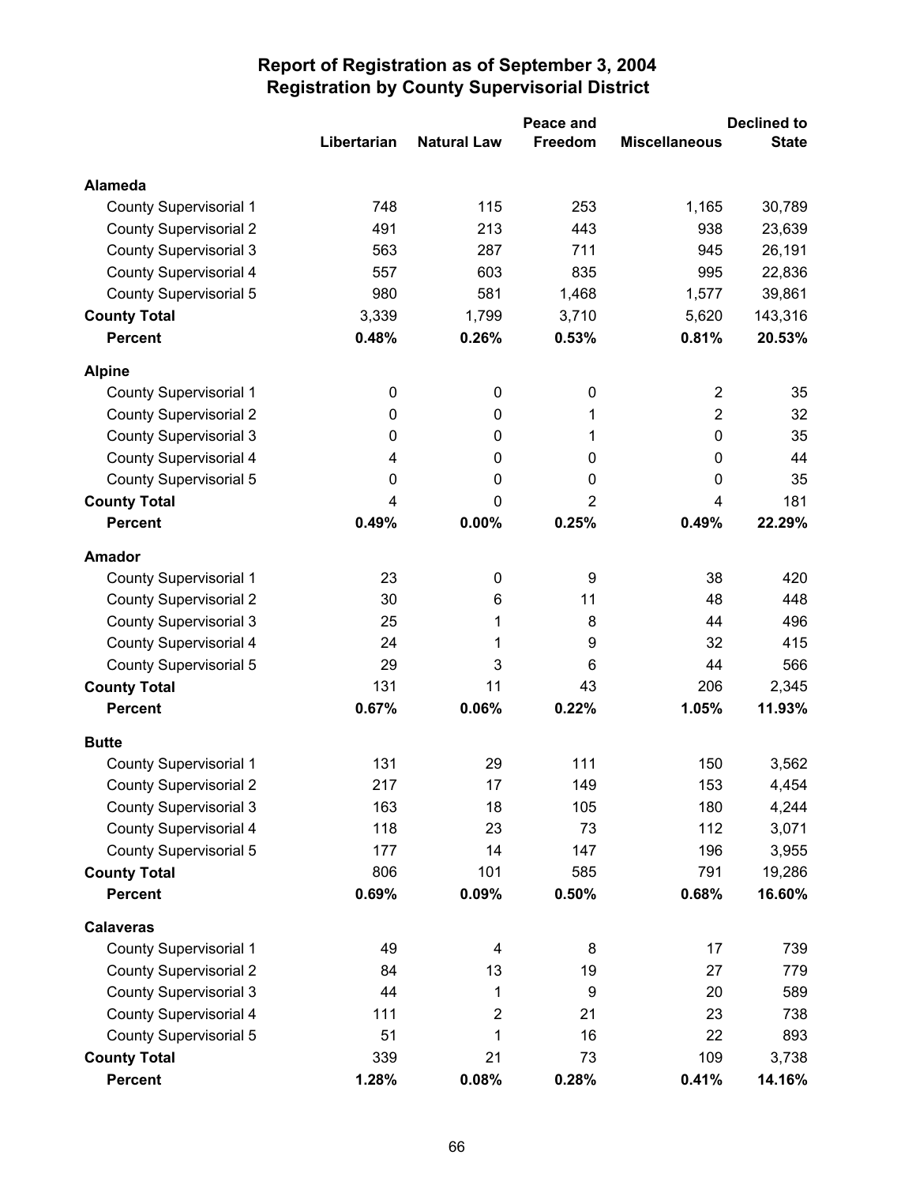# Report of Registration as of September 3, 2004
## Registration by County Supervisorial District

| | Libertarian | Natural Law | Peace and Freedom | Miscellaneous | Declined to State |
|---|---|---|---|---|---|
| **Alameda** | | | | | |
| County Supervisorial 1 | 748 | 115 | 253 | 1,165 | 30,789 |
| County Supervisorial 2 | 491 | 213 | 443 | 938 | 23,639 |
| County Supervisorial 3 | 563 | 287 | 711 | 945 | 26,191 |
| County Supervisorial 4 | 557 | 603 | 835 | 995 | 22,836 |
| County Supervisorial 5 | 980 | 581 | 1,468 | 1,577 | 39,861 |
| **County Total** | 3,339 | 1,799 | 3,710 | 5,620 | 143,316 |
| **Percent** | **0.48%** | **0.26%** | **0.53%** | **0.81%** | **20.53%** |
| **Alpine** | | | | | |
| County Supervisorial 1 | 0 | 0 | 0 | 2 | 35 |
| County Supervisorial 2 | 0 | 0 | 1 | 2 | 32 |
| County Supervisorial 3 | 0 | 0 | 1 | 0 | 35 |
| County Supervisorial 4 | 4 | 0 | 0 | 0 | 44 |
| County Supervisorial 5 | 0 | 0 | 0 | 0 | 35 |
| **County Total** | 4 | 0 | 2 | 4 | 181 |
| **Percent** | **0.49%** | **0.00%** | **0.25%** | **0.49%** | **22.29%** |
| **Amador** | | | | | |
| County Supervisorial 1 | 23 | 0 | 9 | 38 | 420 |
| County Supervisorial 2 | 30 | 6 | 11 | 48 | 448 |
| County Supervisorial 3 | 25 | 1 | 8 | 44 | 496 |
| County Supervisorial 4 | 24 | 1 | 9 | 32 | 415 |
| County Supervisorial 5 | 29 | 3 | 6 | 44 | 566 |
| **County Total** | 131 | 11 | 43 | 206 | 2,345 |
| **Percent** | **0.67%** | **0.06%** | **0.22%** | **1.05%** | **11.93%** |
| **Butte** | | | | | |
| County Supervisorial 1 | 131 | 29 | 111 | 150 | 3,562 |
| County Supervisorial 2 | 217 | 17 | 149 | 153 | 4,454 |
| County Supervisorial 3 | 163 | 18 | 105 | 180 | 4,244 |
| County Supervisorial 4 | 118 | 23 | 73 | 112 | 3,071 |
| County Supervisorial 5 | 177 | 14 | 147 | 196 | 3,955 |
| **County Total** | 806 | 101 | 585 | 791 | 19,286 |
| **Percent** | **0.69%** | **0.09%** | **0.50%** | **0.68%** | **16.60%** |
| **Calaveras** | | | | | |
| County Supervisorial 1 | 49 | 4 | 8 | 17 | 739 |
| County Supervisorial 2 | 84 | 13 | 19 | 27 | 779 |
| County Supervisorial 3 | 44 | 1 | 9 | 20 | 589 |
| County Supervisorial 4 | 111 | 2 | 21 | 23 | 738 |
| County Supervisorial 5 | 51 | 1 | 16 | 22 | 893 |
| **County Total** | 339 | 21 | 73 | 109 | 3,738 |
| **Percent** | **1.28%** | **0.08%** | **0.28%** | **0.41%** | **14.16%** |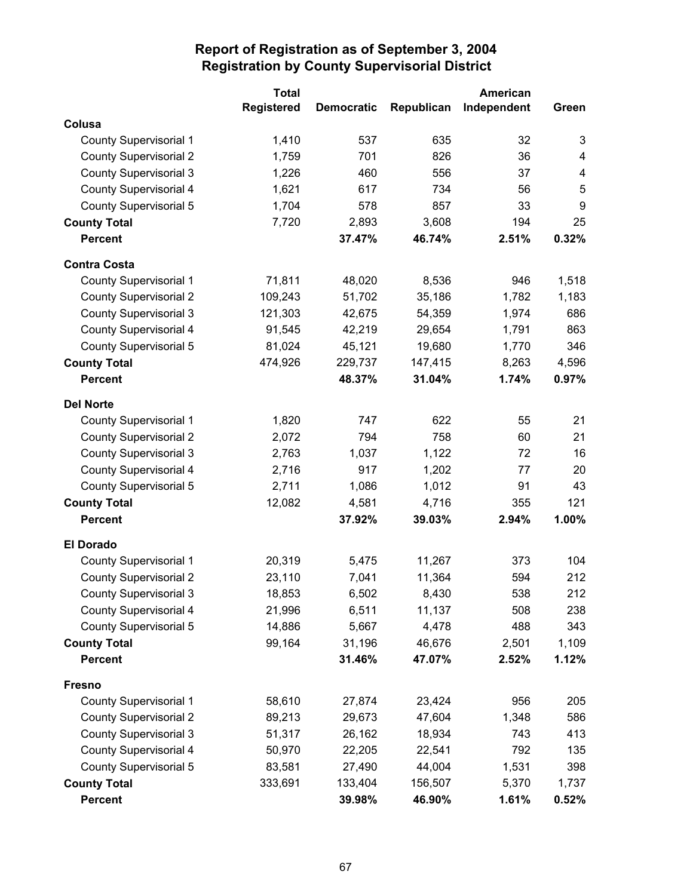# Report of Registration as of September 3, 2004
## Registration by County Supervisorial District

| | Total Registered | Democratic | Republican | American Independent | Green |
|---|---|---|---|---|---|
| **Colusa** | | | | | |
| County Supervisorial 1 | 1,410 | 537 | 635 | 32 | 3 |
| County Supervisorial 2 | 1,759 | 701 | 826 | 36 | 4 |
| County Supervisorial 3 | 1,226 | 460 | 556 | 37 | 4 |
| County Supervisorial 4 | 1,621 | 617 | 734 | 56 | 5 |
| County Supervisorial 5 | 1,704 | 578 | 857 | 33 | 9 |
| **County Total** | 7,720 | 2,893 | 3,608 | 194 | 25 |
| **Percent** | | **37.47%** | **46.74%** | **2.51%** | **0.32%** |
| **Contra Costa** | | | | | |
| County Supervisorial 1 | 71,811 | 48,020 | 8,536 | 946 | 1,518 |
| County Supervisorial 2 | 109,243 | 51,702 | 35,186 | 1,782 | 1,183 |
| County Supervisorial 3 | 121,303 | 42,675 | 54,359 | 1,974 | 686 |
| County Supervisorial 4 | 91,545 | 42,219 | 29,654 | 1,791 | 863 |
| County Supervisorial 5 | 81,024 | 45,121 | 19,680 | 1,770 | 346 |
| **County Total** | 474,926 | 229,737 | 147,415 | 8,263 | 4,596 |
| **Percent** | | **48.37%** | **31.04%** | **1.74%** | **0.97%** |
| **Del Norte** | | | | | |
| County Supervisorial 1 | 1,820 | 747 | 622 | 55 | 21 |
| County Supervisorial 2 | 2,072 | 794 | 758 | 60 | 21 |
| County Supervisorial 3 | 2,763 | 1,037 | 1,122 | 72 | 16 |
| County Supervisorial 4 | 2,716 | 917 | 1,202 | 77 | 20 |
| County Supervisorial 5 | 2,711 | 1,086 | 1,012 | 91 | 43 |
| **County Total** | 12,082 | 4,581 | 4,716 | 355 | 121 |
| **Percent** | | **37.92%** | **39.03%** | **2.94%** | **1.00%** |
| **El Dorado** | | | | | |
| County Supervisorial 1 | 20,319 | 5,475 | 11,267 | 373 | 104 |
| County Supervisorial 2 | 23,110 | 7,041 | 11,364 | 594 | 212 |
| County Supervisorial 3 | 18,853 | 6,502 | 8,430 | 538 | 212 |
| County Supervisorial 4 | 21,996 | 6,511 | 11,137 | 508 | 238 |
| County Supervisorial 5 | 14,886 | 5,667 | 4,478 | 488 | 343 |
| **County Total** | 99,164 | 31,196 | 46,676 | 2,501 | 1,109 |
| **Percent** | | **31.46%** | **47.07%** | **2.52%** | **1.12%** |
| **Fresno** | | | | | |
| County Supervisorial 1 | 58,610 | 27,874 | 23,424 | 956 | 205 |
| County Supervisorial 2 | 89,213 | 29,673 | 47,604 | 1,348 | 586 |
| County Supervisorial 3 | 51,317 | 26,162 | 18,934 | 743 | 413 |
| County Supervisorial 4 | 50,970 | 22,205 | 22,541 | 792 | 135 |
| County Supervisorial 5 | 83,581 | 27,490 | 44,004 | 1,531 | 398 |
| **County Total** | 333,691 | 133,404 | 156,507 | 5,370 | 1,737 |
| **Percent** | | **39.98%** | **46.90%** | **1.61%** | **0.52%** |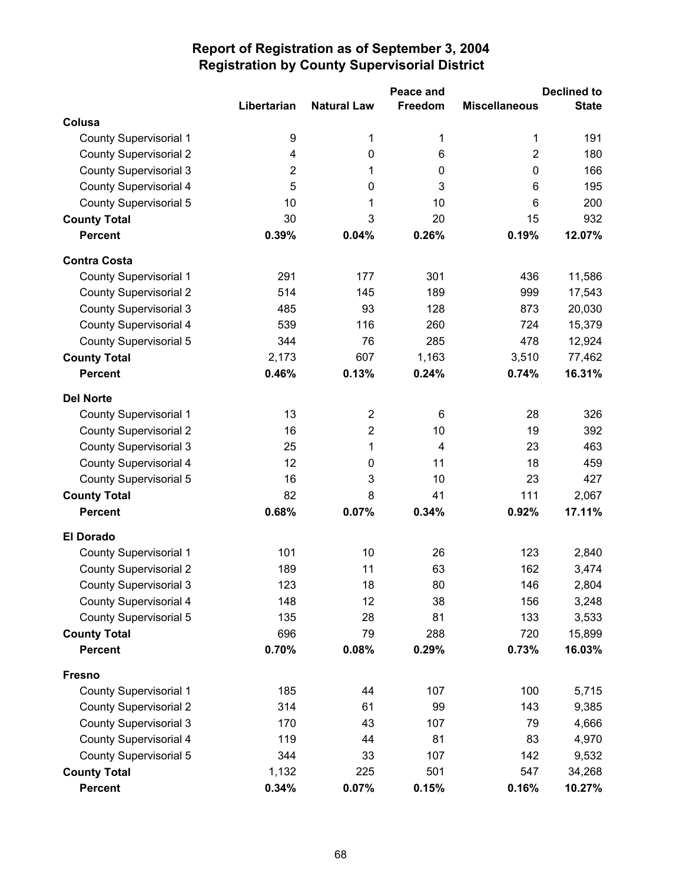# Report of Registration as of September 3, 2004
## Registration by County Supervisorial District

| | Libertarian | Natural Law | Peace and Freedom | Miscellaneous | Declined to State |
|---|---|---|---|---|---|
| **Colusa** | | | | | |
| County Supervisorial 1 | 9 | 1 | 1 | 1 | 191 |
| County Supervisorial 2 | 4 | 0 | 6 | 2 | 180 |
| County Supervisorial 3 | 2 | 1 | 0 | 0 | 166 |
| County Supervisorial 4 | 5 | 0 | 3 | 6 | 195 |
| County Supervisorial 5 | 10 | 1 | 10 | 6 | 200 |
| **County Total** | 30 | 3 | 20 | 15 | 932 |
| **Percent** | **0.39%** | **0.04%** | **0.26%** | **0.19%** | **12.07%** |
| **Contra Costa** | | | | | |
| County Supervisorial 1 | 291 | 177 | 301 | 436 | 11,586 |
| County Supervisorial 2 | 514 | 145 | 189 | 999 | 17,543 |
| County Supervisorial 3 | 485 | 93 | 128 | 873 | 20,030 |
| County Supervisorial 4 | 539 | 116 | 260 | 724 | 15,379 |
| County Supervisorial 5 | 344 | 76 | 285 | 478 | 12,924 |
| **County Total** | 2,173 | 607 | 1,163 | 3,510 | 77,462 |
| **Percent** | **0.46%** | **0.13%** | **0.24%** | **0.74%** | **16.31%** |
| **Del Norte** | | | | | |
| County Supervisorial 1 | 13 | 2 | 6 | 28 | 326 |
| County Supervisorial 2 | 16 | 2 | 10 | 19 | 392 |
| County Supervisorial 3 | 25 | 1 | 4 | 23 | 463 |
| County Supervisorial 4 | 12 | 0 | 11 | 18 | 459 |
| County Supervisorial 5 | 16 | 3 | 10 | 23 | 427 |
| **County Total** | 82 | 8 | 41 | 111 | 2,067 |
| **Percent** | **0.68%** | **0.07%** | **0.34%** | **0.92%** | **17.11%** |
| **El Dorado** | | | | | |
| County Supervisorial 1 | 101 | 10 | 26 | 123 | 2,840 |
| County Supervisorial 2 | 189 | 11 | 63 | 162 | 3,474 |
| County Supervisorial 3 | 123 | 18 | 80 | 146 | 2,804 |
| County Supervisorial 4 | 148 | 12 | 38 | 156 | 3,248 |
| County Supervisorial 5 | 135 | 28 | 81 | 133 | 3,533 |
| **County Total** | 696 | 79 | 288 | 720 | 15,899 |
| **Percent** | **0.70%** | **0.08%** | **0.29%** | **0.73%** | **16.03%** |
| **Fresno** | | | | | |
| County Supervisorial 1 | 185 | 44 | 107 | 100 | 5,715 |
| County Supervisorial 2 | 314 | 61 | 99 | 143 | 9,385 |
| County Supervisorial 3 | 170 | 43 | 107 | 79 | 4,666 |
| County Supervisorial 4 | 119 | 44 | 81 | 83 | 4,970 |
| County Supervisorial 5 | 344 | 33 | 107 | 142 | 9,532 |
| **County Total** | 1,132 | 225 | 501 | 547 | 34,268 |
| **Percent** | **0.34%** | **0.07%** | **0.15%** | **0.16%** | **10.27%** |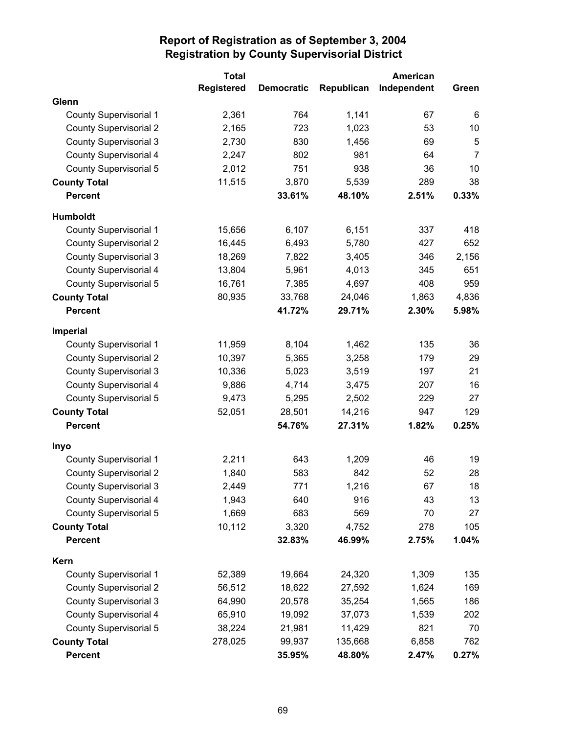# Report of Registration as of September 3, 2004
## Registration by County Supervisorial District

| | Total Registered | Democratic | Republican | American Independent | Green |
|---|---|---|---|---|---|
| **Glenn** | | | | | |
| County Supervisorial 1 | 2,361 | 764 | 1,141 | 67 | 6 |
| County Supervisorial 2 | 2,165 | 723 | 1,023 | 53 | 10 |
| County Supervisorial 3 | 2,730 | 830 | 1,456 | 69 | 5 |
| County Supervisorial 4 | 2,247 | 802 | 981 | 64 | 7 |
| County Supervisorial 5 | 2,012 | 751 | 938 | 36 | 10 |
| **County Total** | 11,515 | 3,870 | 5,539 | 289 | 38 |
| **Percent** | | **33.61%** | **48.10%** | **2.51%** | **0.33%** |
| **Humboldt** | | | | | |
| County Supervisorial 1 | 15,656 | 6,107 | 6,151 | 337 | 418 |
| County Supervisorial 2 | 16,445 | 6,493 | 5,780 | 427 | 652 |
| County Supervisorial 3 | 18,269 | 7,822 | 3,405 | 346 | 2,156 |
| County Supervisorial 4 | 13,804 | 5,961 | 4,013 | 345 | 651 |
| County Supervisorial 5 | 16,761 | 7,385 | 4,697 | 408 | 959 |
| **County Total** | 80,935 | 33,768 | 24,046 | 1,863 | 4,836 |
| **Percent** | | **41.72%** | **29.71%** | **2.30%** | **5.98%** |
| **Imperial** | | | | | |
| County Supervisorial 1 | 11,959 | 8,104 | 1,462 | 135 | 36 |
| County Supervisorial 2 | 10,397 | 5,365 | 3,258 | 179 | 29 |
| County Supervisorial 3 | 10,336 | 5,023 | 3,519 | 197 | 21 |
| County Supervisorial 4 | 9,886 | 4,714 | 3,475 | 207 | 16 |
| County Supervisorial 5 | 9,473 | 5,295 | 2,502 | 229 | 27 |
| **County Total** | 52,051 | 28,501 | 14,216 | 947 | 129 |
| **Percent** | | **54.76%** | **27.31%** | **1.82%** | **0.25%** |
| **Inyo** | | | | | |
| County Supervisorial 1 | 2,211 | 643 | 1,209 | 46 | 19 |
| County Supervisorial 2 | 1,840 | 583 | 842 | 52 | 28 |
| County Supervisorial 3 | 2,449 | 771 | 1,216 | 67 | 18 |
| County Supervisorial 4 | 1,943 | 640 | 916 | 43 | 13 |
| County Supervisorial 5 | 1,669 | 683 | 569 | 70 | 27 |
| **County Total** | 10,112 | 3,320 | 4,752 | 278 | 105 |
| **Percent** | | **32.83%** | **46.99%** | **2.75%** | **1.04%** |
| **Kern** | | | | | |
| County Supervisorial 1 | 52,389 | 19,664 | 24,320 | 1,309 | 135 |
| County Supervisorial 2 | 56,512 | 18,622 | 27,592 | 1,624 | 169 |
| County Supervisorial 3 | 64,990 | 20,578 | 35,254 | 1,565 | 186 |
| County Supervisorial 4 | 65,910 | 19,092 | 37,073 | 1,539 | 202 |
| County Supervisorial 5 | 38,224 | 21,981 | 11,429 | 821 | 70 |
| **County Total** | 278,025 | 99,937 | 135,668 | 6,858 | 762 |
| **Percent** | | **35.95%** | **48.80%** | **2.47%** | **0.27%** |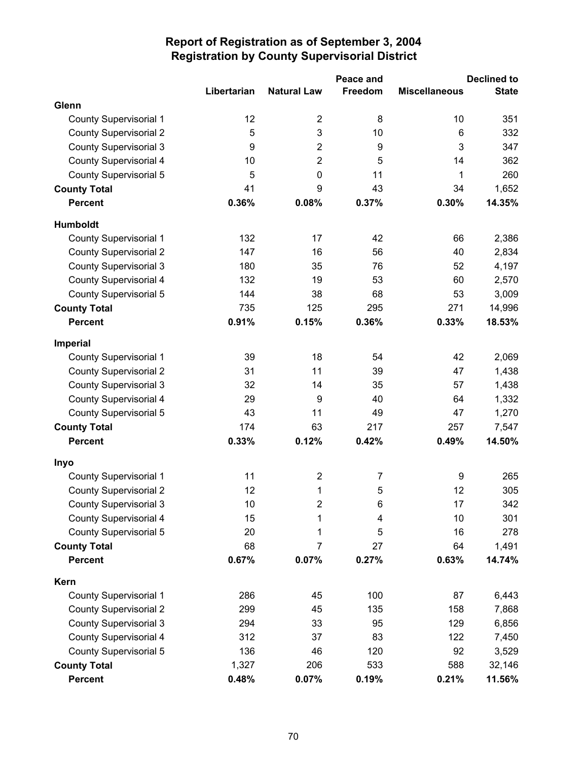# Report of Registration as of September 3, 2004
## Registration by County Supervisorial District

| | Libertarian | Natural Law | Peace and Freedom | Miscellaneous | Declined to State |
|---|---|---|---|---|---|
| **Glenn** | | | | | |
| County Supervisorial 1 | 12 | 2 | 8 | 10 | 351 |
| County Supervisorial 2 | 5 | 3 | 10 | 6 | 332 |
| County Supervisorial 3 | 9 | 2 | 9 | 3 | 347 |
| County Supervisorial 4 | 10 | 2 | 5 | 14 | 362 |
| County Supervisorial 5 | 5 | 0 | 11 | 1 | 260 |
| **County Total** | 41 | 9 | 43 | 34 | 1,652 |
| **Percent** | **0.36%** | **0.08%** | **0.37%** | **0.30%** | **14.35%** |
| **Humboldt** | | | | | |
| County Supervisorial 1 | 132 | 17 | 42 | 66 | 2,386 |
| County Supervisorial 2 | 147 | 16 | 56 | 40 | 2,834 |
| County Supervisorial 3 | 180 | 35 | 76 | 52 | 4,197 |
| County Supervisorial 4 | 132 | 19 | 53 | 60 | 2,570 |
| County Supervisorial 5 | 144 | 38 | 68 | 53 | 3,009 |
| **County Total** | 735 | 125 | 295 | 271 | 14,996 |
| **Percent** | **0.91%** | **0.15%** | **0.36%** | **0.33%** | **18.53%** |
| **Imperial** | | | | | |
| County Supervisorial 1 | 39 | 18 | 54 | 42 | 2,069 |
| County Supervisorial 2 | 31 | 11 | 39 | 47 | 1,438 |
| County Supervisorial 3 | 32 | 14 | 35 | 57 | 1,438 |
| County Supervisorial 4 | 29 | 9 | 40 | 64 | 1,332 |
| County Supervisorial 5 | 43 | 11 | 49 | 47 | 1,270 |
| **County Total** | 174 | 63 | 217 | 257 | 7,547 |
| **Percent** | **0.33%** | **0.12%** | **0.42%** | **0.49%** | **14.50%** |
| **Inyo** | | | | | |
| County Supervisorial 1 | 11 | 2 | 7 | 9 | 265 |
| County Supervisorial 2 | 12 | 1 | 5 | 12 | 305 |
| County Supervisorial 3 | 10 | 2 | 6 | 17 | 342 |
| County Supervisorial 4 | 15 | 1 | 4 | 10 | 301 |
| County Supervisorial 5 | 20 | 1 | 5 | 16 | 278 |
| **County Total** | 68 | 7 | 27 | 64 | 1,491 |
| **Percent** | **0.67%** | **0.07%** | **0.27%** | **0.63%** | **14.74%** |
| **Kern** | | | | | |
| County Supervisorial 1 | 286 | 45 | 100 | 87 | 6,443 |
| County Supervisorial 2 | 299 | 45 | 135 | 158 | 7,868 |
| County Supervisorial 3 | 294 | 33 | 95 | 129 | 6,856 |
| County Supervisorial 4 | 312 | 37 | 83 | 122 | 7,450 |
| County Supervisorial 5 | 136 | 46 | 120 | 92 | 3,529 |
| **County Total** | 1,327 | 206 | 533 | 588 | 32,146 |
| **Percent** | **0.48%** | **0.07%** | **0.19%** | **0.21%** | **11.56%** |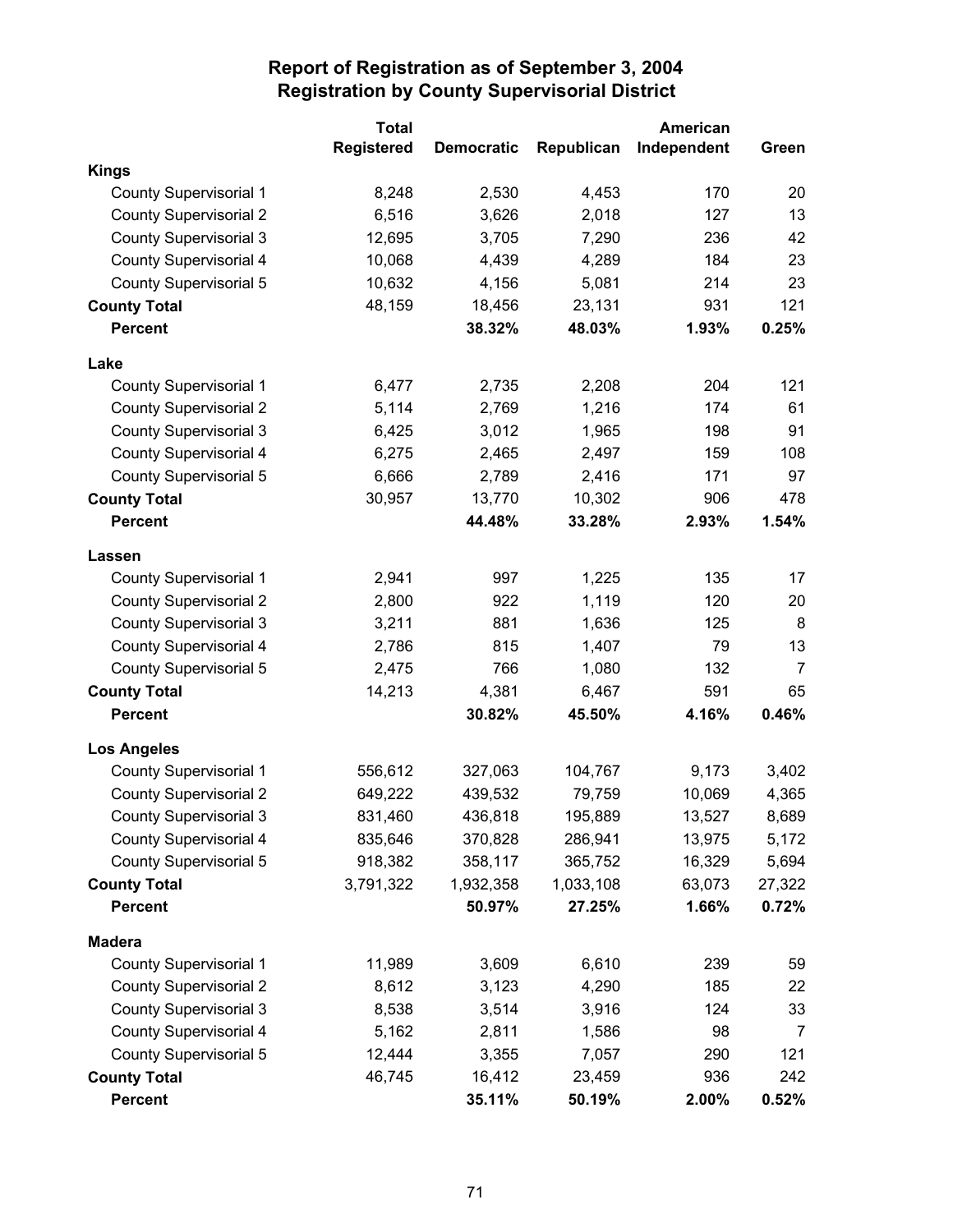# Report of Registration as of September 3, 2004
## Registration by County Supervisorial District

| | Total Registered | Democratic | Republican | American Independent | Green |
|---|---|---|---|---|---|
| **Kings** | | | | | |
| County Supervisorial 1 | 8,248 | 2,530 | 4,453 | 170 | 20 |
| County Supervisorial 2 | 6,516 | 3,626 | 2,018 | 127 | 13 |
| County Supervisorial 3 | 12,695 | 3,705 | 7,290 | 236 | 42 |
| County Supervisorial 4 | 10,068 | 4,439 | 4,289 | 184 | 23 |
| County Supervisorial 5 | 10,632 | 4,156 | 5,081 | 214 | 23 |
| **County Total** | 48,159 | 18,456 | 23,131 | 931 | 121 |
| **Percent** | | **38.32%** | **48.03%** | **1.93%** | **0.25%** |
| **Lake** | | | | | |
| County Supervisorial 1 | 6,477 | 2,735 | 2,208 | 204 | 121 |
| County Supervisorial 2 | 5,114 | 2,769 | 1,216 | 174 | 61 |
| County Supervisorial 3 | 6,425 | 3,012 | 1,965 | 198 | 91 |
| County Supervisorial 4 | 6,275 | 2,465 | 2,497 | 159 | 108 |
| County Supervisorial 5 | 6,666 | 2,789 | 2,416 | 171 | 97 |
| **County Total** | 30,957 | 13,770 | 10,302 | 906 | 478 |
| **Percent** | | **44.48%** | **33.28%** | **2.93%** | **1.54%** |
| **Lassen** | | | | | |
| County Supervisorial 1 | 2,941 | 997 | 1,225 | 135 | 17 |
| County Supervisorial 2 | 2,800 | 922 | 1,119 | 120 | 20 |
| County Supervisorial 3 | 3,211 | 881 | 1,636 | 125 | 8 |
| County Supervisorial 4 | 2,786 | 815 | 1,407 | 79 | 13 |
| County Supervisorial 5 | 2,475 | 766 | 1,080 | 132 | 7 |
| **County Total** | 14,213 | 4,381 | 6,467 | 591 | 65 |
| **Percent** | | **30.82%** | **45.50%** | **4.16%** | **0.46%** |
| **Los Angeles** | | | | | |
| County Supervisorial 1 | 556,612 | 327,063 | 104,767 | 9,173 | 3,402 |
| County Supervisorial 2 | 649,222 | 439,532 | 79,759 | 10,069 | 4,365 |
| County Supervisorial 3 | 831,460 | 436,818 | 195,889 | 13,527 | 8,689 |
| County Supervisorial 4 | 835,646 | 370,828 | 286,941 | 13,975 | 5,172 |
| County Supervisorial 5 | 918,382 | 358,117 | 365,752 | 16,329 | 5,694 |
| **County Total** | 3,791,322 | 1,932,358 | 1,033,108 | 63,073 | 27,322 |
| **Percent** | | **50.97%** | **27.25%** | **1.66%** | **0.72%** |
| **Madera** | | | | | |
| County Supervisorial 1 | 11,989 | 3,609 | 6,610 | 239 | 59 |
| County Supervisorial 2 | 8,612 | 3,123 | 4,290 | 185 | 22 |
| County Supervisorial 3 | 8,538 | 3,514 | 3,916 | 124 | 33 |
| County Supervisorial 4 | 5,162 | 2,811 | 1,586 | 98 | 7 |
| County Supervisorial 5 | 12,444 | 3,355 | 7,057 | 290 | 121 |
| **County Total** | 46,745 | 16,412 | 23,459 | 936 | 242 |
| **Percent** | | **35.11%** | **50.19%** | **2.00%** | **0.52%** |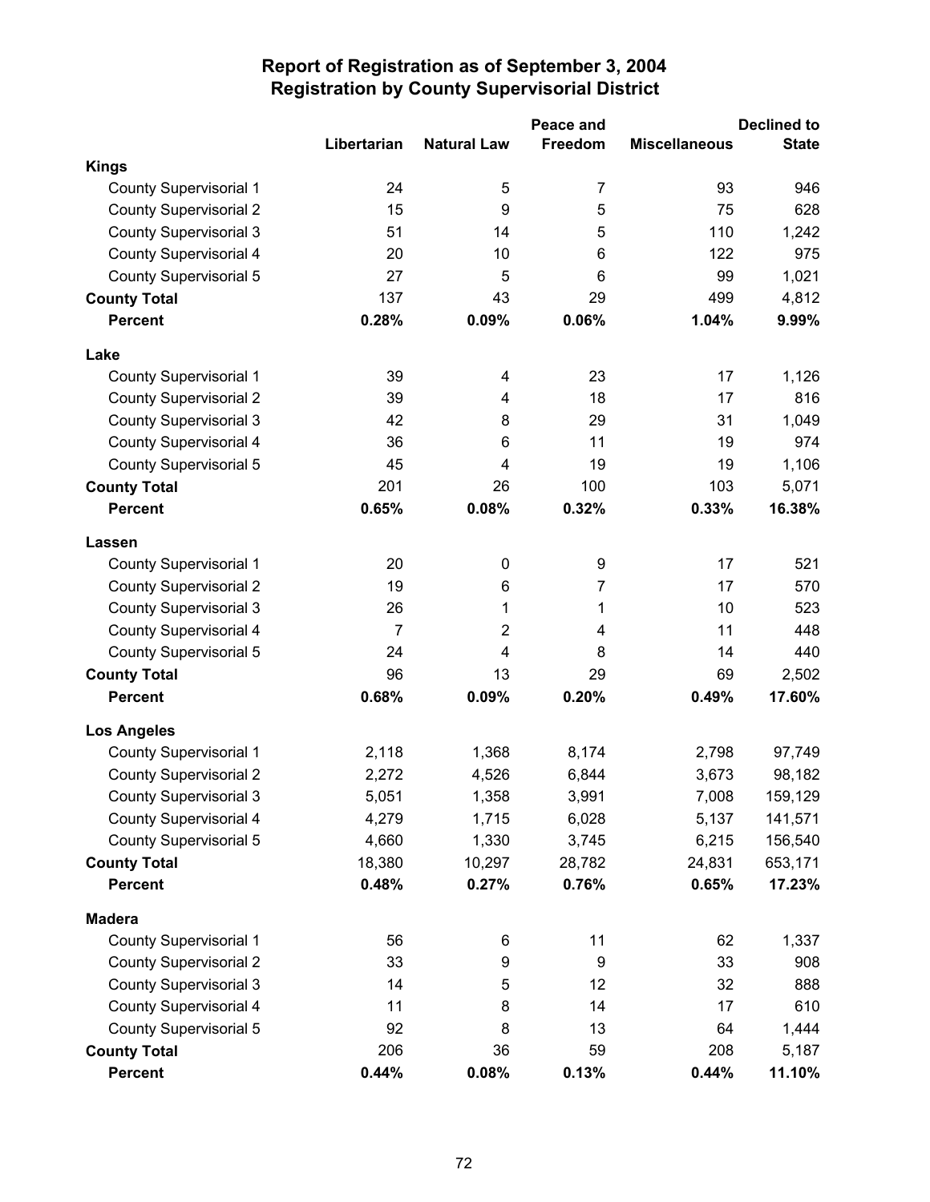# Report of Registration as of September 3, 2004
## Registration by County Supervisorial District

| | Libertarian | Natural Law | Peace and Freedom | Miscellaneous | Declined to State |
|---|---|---|---|---|---|
| **Kings** | | | | | |
| County Supervisorial 1 | 24 | 5 | 7 | 93 | 946 |
| County Supervisorial 2 | 15 | 9 | 5 | 75 | 628 |
| County Supervisorial 3 | 51 | 14 | 5 | 110 | 1,242 |
| County Supervisorial 4 | 20 | 10 | 6 | 122 | 975 |
| County Supervisorial 5 | 27 | 5 | 6 | 99 | 1,021 |
| **County Total** | 137 | 43 | 29 | 499 | 4,812 |
| **Percent** | **0.28%** | **0.09%** | **0.06%** | **1.04%** | **9.99%** |
| **Lake** | | | | | |
| County Supervisorial 1 | 39 | 4 | 23 | 17 | 1,126 |
| County Supervisorial 2 | 39 | 4 | 18 | 17 | 816 |
| County Supervisorial 3 | 42 | 8 | 29 | 31 | 1,049 |
| County Supervisorial 4 | 36 | 6 | 11 | 19 | 974 |
| County Supervisorial 5 | 45 | 4 | 19 | 19 | 1,106 |
| **County Total** | 201 | 26 | 100 | 103 | 5,071 |
| **Percent** | **0.65%** | **0.08%** | **0.32%** | **0.33%** | **16.38%** |
| **Lassen** | | | | | |
| County Supervisorial 1 | 20 | 0 | 9 | 17 | 521 |
| County Supervisorial 2 | 19 | 6 | 7 | 17 | 570 |
| County Supervisorial 3 | 26 | 1 | 1 | 10 | 523 |
| County Supervisorial 4 | 7 | 2 | 4 | 11 | 448 |
| County Supervisorial 5 | 24 | 4 | 8 | 14 | 440 |
| **County Total** | 96 | 13 | 29 | 69 | 2,502 |
| **Percent** | **0.68%** | **0.09%** | **0.20%** | **0.49%** | **17.60%** |
| **Los Angeles** | | | | | |
| County Supervisorial 1 | 2,118 | 1,368 | 8,174 | 2,798 | 97,749 |
| County Supervisorial 2 | 2,272 | 4,526 | 6,844 | 3,673 | 98,182 |
| County Supervisorial 3 | 5,051 | 1,358 | 3,991 | 7,008 | 159,129 |
| County Supervisorial 4 | 4,279 | 1,715 | 6,028 | 5,137 | 141,571 |
| County Supervisorial 5 | 4,660 | 1,330 | 3,745 | 6,215 | 156,540 |
| **County Total** | 18,380 | 10,297 | 28,782 | 24,831 | 653,171 |
| **Percent** | **0.48%** | **0.27%** | **0.76%** | **0.65%** | **17.23%** |
| **Madera** | | | | | |
| County Supervisorial 1 | 56 | 6 | 11 | 62 | 1,337 |
| County Supervisorial 2 | 33 | 9 | 9 | 33 | 908 |
| County Supervisorial 3 | 14 | 5 | 12 | 32 | 888 |
| County Supervisorial 4 | 11 | 8 | 14 | 17 | 610 |
| County Supervisorial 5 | 92 | 8 | 13 | 64 | 1,444 |
| **County Total** | 206 | 36 | 59 | 208 | 5,187 |
| **Percent** | **0.44%** | **0.08%** | **0.13%** | **0.44%** | **11.10%** |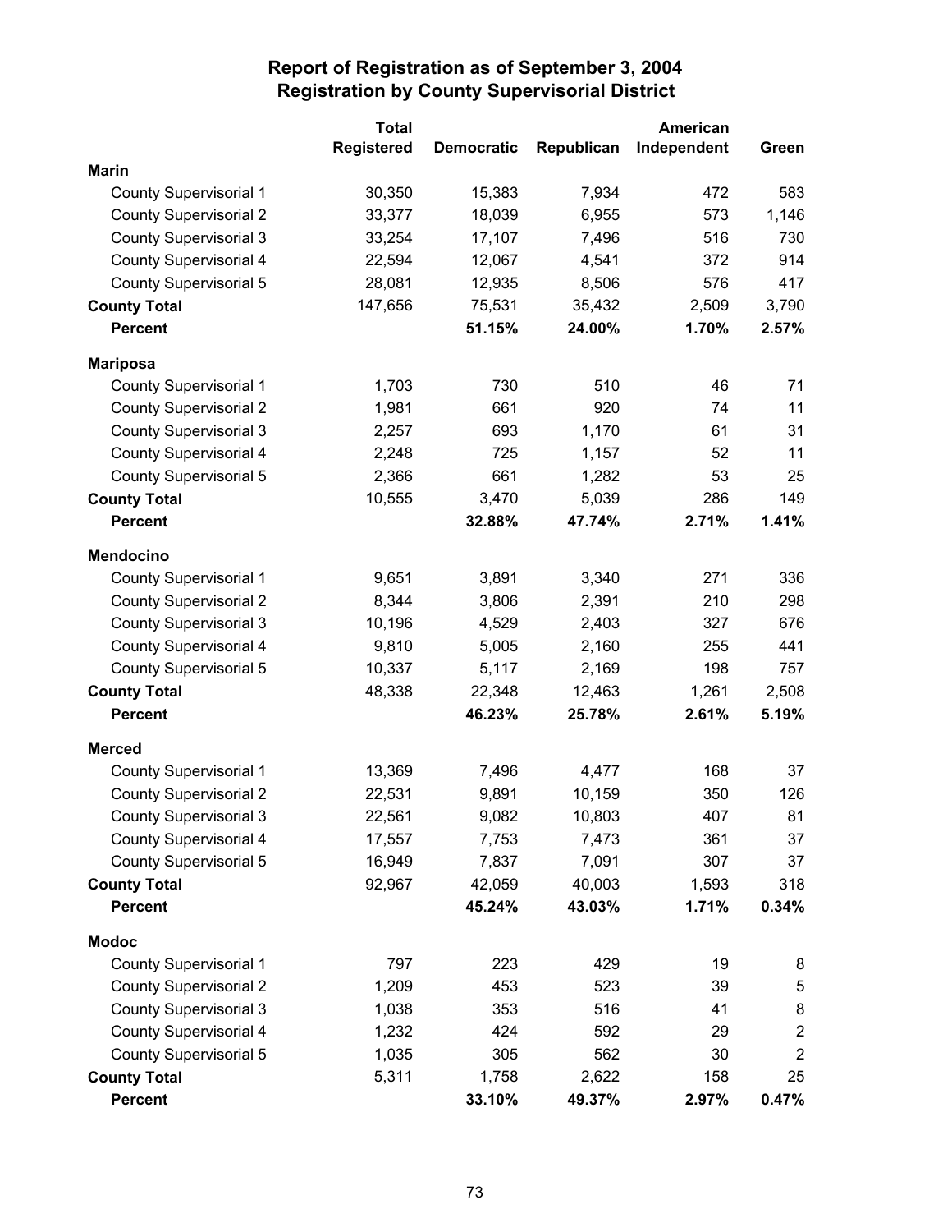# Report of Registration as of September 3, 2004
## Registration by County Supervisorial District

| | Total Registered | Democratic | Republican | American Independent | Green |
|---|---|---|---|---|---|
| **Marin** | | | | | |
| County Supervisorial 1 | 30,350 | 15,383 | 7,934 | 472 | 583 |
| County Supervisorial 2 | 33,377 | 18,039 | 6,955 | 573 | 1,146 |
| County Supervisorial 3 | 33,254 | 17,107 | 7,496 | 516 | 730 |
| County Supervisorial 4 | 22,594 | 12,067 | 4,541 | 372 | 914 |
| County Supervisorial 5 | 28,081 | 12,935 | 8,506 | 576 | 417 |
| **County Total** | 147,656 | 75,531 | 35,432 | 2,509 | 3,790 |
| **Percent** | | **51.15%** | **24.00%** | **1.70%** | **2.57%** |
| **Mariposa** | | | | | |
| County Supervisorial 1 | 1,703 | 730 | 510 | 46 | 71 |
| County Supervisorial 2 | 1,981 | 661 | 920 | 74 | 11 |
| County Supervisorial 3 | 2,257 | 693 | 1,170 | 61 | 31 |
| County Supervisorial 4 | 2,248 | 725 | 1,157 | 52 | 11 |
| County Supervisorial 5 | 2,366 | 661 | 1,282 | 53 | 25 |
| **County Total** | 10,555 | 3,470 | 5,039 | 286 | 149 |
| **Percent** | | **32.88%** | **47.74%** | **2.71%** | **1.41%** |
| **Mendocino** | | | | | |
| County Supervisorial 1 | 9,651 | 3,891 | 3,340 | 271 | 336 |
| County Supervisorial 2 | 8,344 | 3,806 | 2,391 | 210 | 298 |
| County Supervisorial 3 | 10,196 | 4,529 | 2,403 | 327 | 676 |
| County Supervisorial 4 | 9,810 | 5,005 | 2,160 | 255 | 441 |
| County Supervisorial 5 | 10,337 | 5,117 | 2,169 | 198 | 757 |
| **County Total** | 48,338 | 22,348 | 12,463 | 1,261 | 2,508 |
| **Percent** | | **46.23%** | **25.78%** | **2.61%** | **5.19%** |
| **Merced** | | | | | |
| County Supervisorial 1 | 13,369 | 7,496 | 4,477 | 168 | 37 |
| County Supervisorial 2 | 22,531 | 9,891 | 10,159 | 350 | 126 |
| County Supervisorial 3 | 22,561 | 9,082 | 10,803 | 407 | 81 |
| County Supervisorial 4 | 17,557 | 7,753 | 7,473 | 361 | 37 |
| County Supervisorial 5 | 16,949 | 7,837 | 7,091 | 307 | 37 |
| **County Total** | 92,967 | 42,059 | 40,003 | 1,593 | 318 |
| **Percent** | | **45.24%** | **43.03%** | **1.71%** | **0.34%** |
| **Modoc** | | | | | |
| County Supervisorial 1 | 797 | 223 | 429 | 19 | 8 |
| County Supervisorial 2 | 1,209 | 453 | 523 | 39 | 5 |
| County Supervisorial 3 | 1,038 | 353 | 516 | 41 | 8 |
| County Supervisorial 4 | 1,232 | 424 | 592 | 29 | 2 |
| County Supervisorial 5 | 1,035 | 305 | 562 | 30 | 2 |
| **County Total** | 5,311 | 1,758 | 2,622 | 158 | 25 |
| **Percent** | | **33.10%** | **49.37%** | **2.97%** | **0.47%** |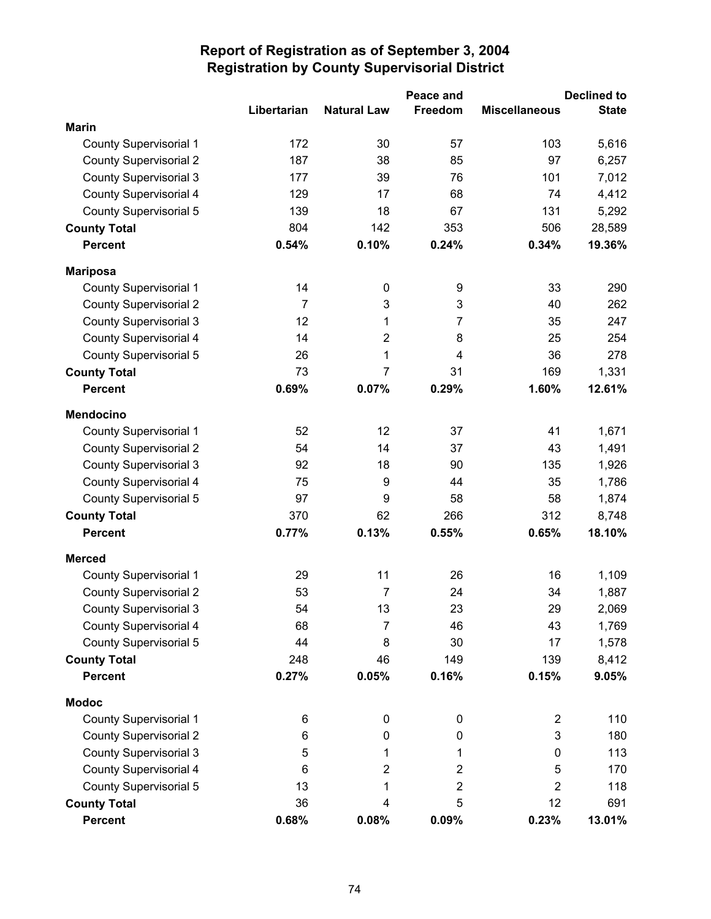# Report of Registration as of September 3, 2004
## Registration by County Supervisorial District

| | Libertarian | Natural Law | Peace and Freedom | Miscellaneous | Declined to State |
|---|---|---|---|---|---|
| **Marin** | | | | | |
| County Supervisorial 1 | 172 | 30 | 57 | 103 | 5,616 |
| County Supervisorial 2 | 187 | 38 | 85 | 97 | 6,257 |
| County Supervisorial 3 | 177 | 39 | 76 | 101 | 7,012 |
| County Supervisorial 4 | 129 | 17 | 68 | 74 | 4,412 |
| County Supervisorial 5 | 139 | 18 | 67 | 131 | 5,292 |
| **County Total** | 804 | 142 | 353 | 506 | 28,589 |
| **Percent** | **0.54%** | **0.10%** | **0.24%** | **0.34%** | **19.36%** |
| **Mariposa** | | | | | |
| County Supervisorial 1 | 14 | 0 | 9 | 33 | 290 |
| County Supervisorial 2 | 7 | 3 | 3 | 40 | 262 |
| County Supervisorial 3 | 12 | 1 | 7 | 35 | 247 |
| County Supervisorial 4 | 14 | 2 | 8 | 25 | 254 |
| County Supervisorial 5 | 26 | 1 | 4 | 36 | 278 |
| **County Total** | 73 | 7 | 31 | 169 | 1,331 |
| **Percent** | **0.69%** | **0.07%** | **0.29%** | **1.60%** | **12.61%** |
| **Mendocino** | | | | | |
| County Supervisorial 1 | 52 | 12 | 37 | 41 | 1,671 |
| County Supervisorial 2 | 54 | 14 | 37 | 43 | 1,491 |
| County Supervisorial 3 | 92 | 18 | 90 | 135 | 1,926 |
| County Supervisorial 4 | 75 | 9 | 44 | 35 | 1,786 |
| County Supervisorial 5 | 97 | 9 | 58 | 58 | 1,874 |
| **County Total** | 370 | 62 | 266 | 312 | 8,748 |
| **Percent** | **0.77%** | **0.13%** | **0.55%** | **0.65%** | **18.10%** |
| **Merced** | | | | | |
| County Supervisorial 1 | 29 | 11 | 26 | 16 | 1,109 |
| County Supervisorial 2 | 53 | 7 | 24 | 34 | 1,887 |
| County Supervisorial 3 | 54 | 13 | 23 | 29 | 2,069 |
| County Supervisorial 4 | 68 | 7 | 46 | 43 | 1,769 |
| County Supervisorial 5 | 44 | 8 | 30 | 17 | 1,578 |
| **County Total** | 248 | 46 | 149 | 139 | 8,412 |
| **Percent** | **0.27%** | **0.05%** | **0.16%** | **0.15%** | **9.05%** |
| **Modoc** | | | | | |
| County Supervisorial 1 | 6 | 0 | 0 | 2 | 110 |
| County Supervisorial 2 | 6 | 0 | 0 | 3 | 180 |
| County Supervisorial 3 | 5 | 1 | 1 | 0 | 113 |
| County Supervisorial 4 | 6 | 2 | 2 | 5 | 170 |
| County Supervisorial 5 | 13 | 1 | 2 | 2 | 118 |
| **County Total** | 36 | 4 | 5 | 12 | 691 |
| **Percent** | **0.68%** | **0.08%** | **0.09%** | **0.23%** | **13.01%** |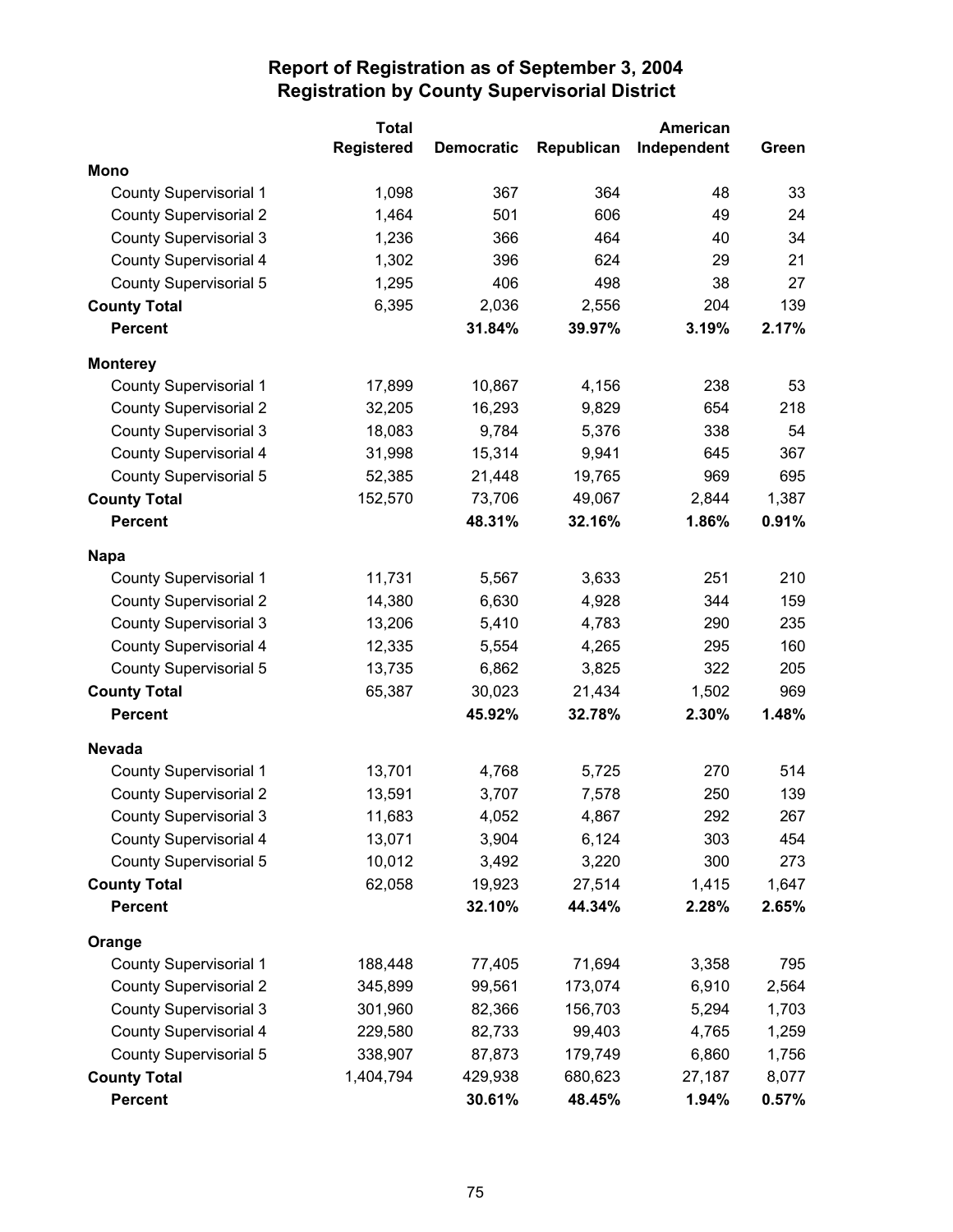# Report of Registration as of September 3, 2004
## Registration by County Supervisorial District

| | Total Registered | Democratic | Republican | American Independent | Green |
|---|---|---|---|---|---|
| **Mono** | | | | | |
| County Supervisorial 1 | 1,098 | 367 | 364 | 48 | 33 |
| County Supervisorial 2 | 1,464 | 501 | 606 | 49 | 24 |
| County Supervisorial 3 | 1,236 | 366 | 464 | 40 | 34 |
| County Supervisorial 4 | 1,302 | 396 | 624 | 29 | 21 |
| County Supervisorial 5 | 1,295 | 406 | 498 | 38 | 27 |
| **County Total** | 6,395 | 2,036 | 2,556 | 204 | 139 |
| **Percent** | | **31.84%** | **39.97%** | **3.19%** | **2.17%** |
| **Monterey** | | | | | |
| County Supervisorial 1 | 17,899 | 10,867 | 4,156 | 238 | 53 |
| County Supervisorial 2 | 32,205 | 16,293 | 9,829 | 654 | 218 |
| County Supervisorial 3 | 18,083 | 9,784 | 5,376 | 338 | 54 |
| County Supervisorial 4 | 31,998 | 15,314 | 9,941 | 645 | 367 |
| County Supervisorial 5 | 52,385 | 21,448 | 19,765 | 969 | 695 |
| **County Total** | 152,570 | 73,706 | 49,067 | 2,844 | 1,387 |
| **Percent** | | **48.31%** | **32.16%** | **1.86%** | **0.91%** |
| **Napa** | | | | | |
| County Supervisorial 1 | 11,731 | 5,567 | 3,633 | 251 | 210 |
| County Supervisorial 2 | 14,380 | 6,630 | 4,928 | 344 | 159 |
| County Supervisorial 3 | 13,206 | 5,410 | 4,783 | 290 | 235 |
| County Supervisorial 4 | 12,335 | 5,554 | 4,265 | 295 | 160 |
| County Supervisorial 5 | 13,735 | 6,862 | 3,825 | 322 | 205 |
| **County Total** | 65,387 | 30,023 | 21,434 | 1,502 | 969 |
| **Percent** | | **45.92%** | **32.78%** | **2.30%** | **1.48%** |
| **Nevada** | | | | | |
| County Supervisorial 1 | 13,701 | 4,768 | 5,725 | 270 | 514 |
| County Supervisorial 2 | 13,591 | 3,707 | 7,578 | 250 | 139 |
| County Supervisorial 3 | 11,683 | 4,052 | 4,867 | 292 | 267 |
| County Supervisorial 4 | 13,071 | 3,904 | 6,124 | 303 | 454 |
| County Supervisorial 5 | 10,012 | 3,492 | 3,220 | 300 | 273 |
| **County Total** | 62,058 | 19,923 | 27,514 | 1,415 | 1,647 |
| **Percent** | | **32.10%** | **44.34%** | **2.28%** | **2.65%** |
| **Orange** | | | | | |
| County Supervisorial 1 | 188,448 | 77,405 | 71,694 | 3,358 | 795 |
| County Supervisorial 2 | 345,899 | 99,561 | 173,074 | 6,910 | 2,564 |
| County Supervisorial 3 | 301,960 | 82,366 | 156,703 | 5,294 | 1,703 |
| County Supervisorial 4 | 229,580 | 82,733 | 99,403 | 4,765 | 1,259 |
| County Supervisorial 5 | 338,907 | 87,873 | 179,749 | 6,860 | 1,756 |
| **County Total** | 1,404,794 | 429,938 | 680,623 | 27,187 | 8,077 |
| **Percent** | | **30.61%** | **48.45%** | **1.94%** | **0.57%** |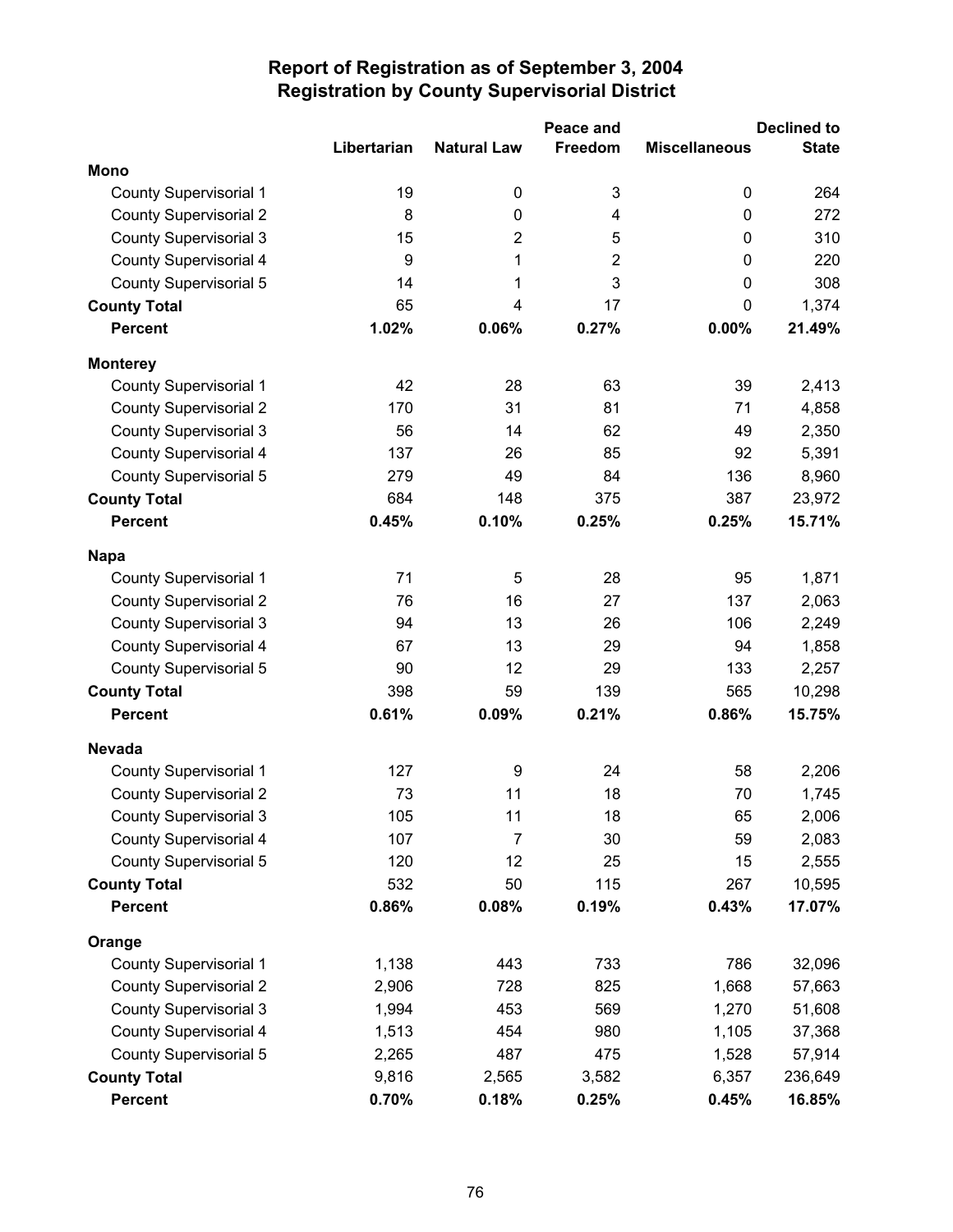# Report of Registration as of September 3, 2004
## Registration by County Supervisorial District

| | Libertarian | Natural Law | Peace and Freedom | Miscellaneous | Declined to State |
|---|---|---|---|---|---|
| **Mono** | | | | | |
| County Supervisorial 1 | 19 | 0 | 3 | 0 | 264 |
| County Supervisorial 2 | 8 | 0 | 4 | 0 | 272 |
| County Supervisorial 3 | 15 | 2 | 5 | 0 | 310 |
| County Supervisorial 4 | 9 | 1 | 2 | 0 | 220 |
| County Supervisorial 5 | 14 | 1 | 3 | 0 | 308 |
| **County Total** | 65 | 4 | 17 | 0 | 1,374 |
| **Percent** | **1.02%** | **0.06%** | **0.27%** | **0.00%** | **21.49%** |
| **Monterey** | | | | | |
| County Supervisorial 1 | 42 | 28 | 63 | 39 | 2,413 |
| County Supervisorial 2 | 170 | 31 | 81 | 71 | 4,858 |
| County Supervisorial 3 | 56 | 14 | 62 | 49 | 2,350 |
| County Supervisorial 4 | 137 | 26 | 85 | 92 | 5,391 |
| County Supervisorial 5 | 279 | 49 | 84 | 136 | 8,960 |
| **County Total** | 684 | 148 | 375 | 387 | 23,972 |
| **Percent** | **0.45%** | **0.10%** | **0.25%** | **0.25%** | **15.71%** |
| **Napa** | | | | | |
| County Supervisorial 1 | 71 | 5 | 28 | 95 | 1,871 |
| County Supervisorial 2 | 76 | 16 | 27 | 137 | 2,063 |
| County Supervisorial 3 | 94 | 13 | 26 | 106 | 2,249 |
| County Supervisorial 4 | 67 | 13 | 29 | 94 | 1,858 |
| County Supervisorial 5 | 90 | 12 | 29 | 133 | 2,257 |
| **County Total** | 398 | 59 | 139 | 565 | 10,298 |
| **Percent** | **0.61%** | **0.09%** | **0.21%** | **0.86%** | **15.75%** |
| **Nevada** | | | | | |
| County Supervisorial 1 | 127 | 9 | 24 | 58 | 2,206 |
| County Supervisorial 2 | 73 | 11 | 18 | 70 | 1,745 |
| County Supervisorial 3 | 105 | 11 | 18 | 65 | 2,006 |
| County Supervisorial 4 | 107 | 7 | 30 | 59 | 2,083 |
| County Supervisorial 5 | 120 | 12 | 25 | 15 | 2,555 |
| **County Total** | 532 | 50 | 115 | 267 | 10,595 |
| **Percent** | **0.86%** | **0.08%** | **0.19%** | **0.43%** | **17.07%** |
| **Orange** | | | | | |
| County Supervisorial 1 | 1,138 | 443 | 733 | 786 | 32,096 |
| County Supervisorial 2 | 2,906 | 728 | 825 | 1,668 | 57,663 |
| County Supervisorial 3 | 1,994 | 453 | 569 | 1,270 | 51,608 |
| County Supervisorial 4 | 1,513 | 454 | 980 | 1,105 | 37,368 |
| County Supervisorial 5 | 2,265 | 487 | 475 | 1,528 | 57,914 |
| **County Total** | 9,816 | 2,565 | 3,582 | 6,357 | 236,649 |
| **Percent** | **0.70%** | **0.18%** | **0.25%** | **0.45%** | **16.85%** |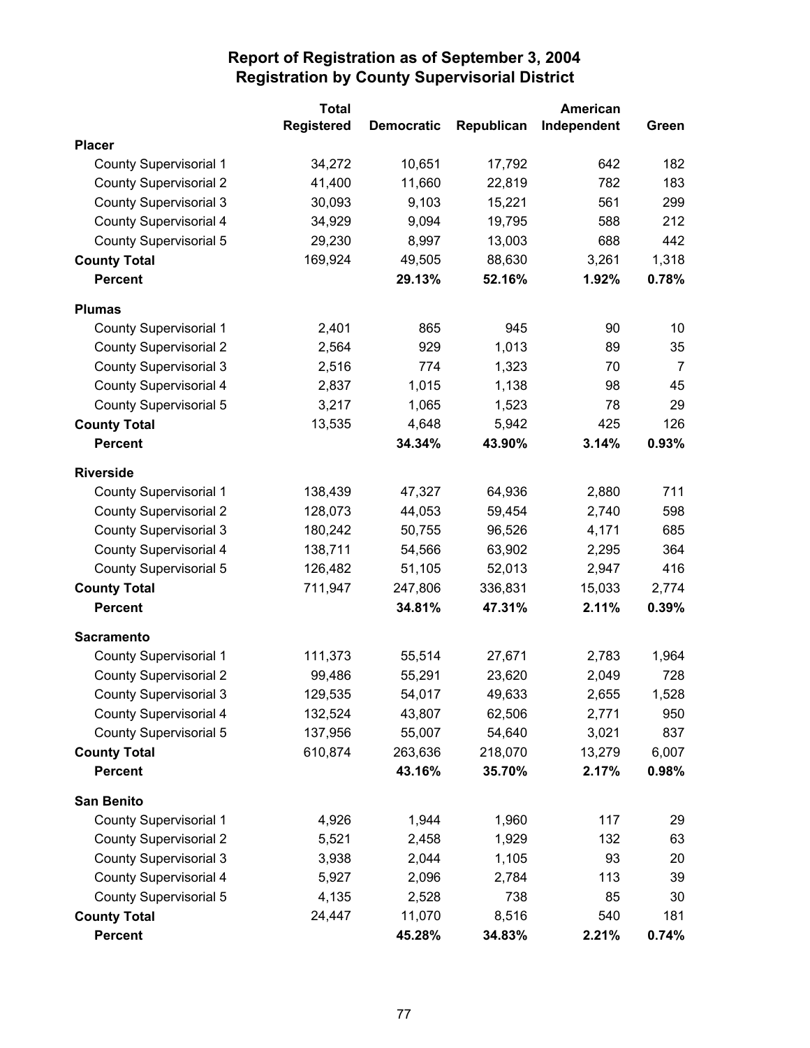# Report of Registration as of September 3, 2004
## Registration by County Supervisorial District

| | Total Registered | Democratic | Republican | American Independent | Green |
|---|---|---|---|---|---|
| **Placer** | | | | | |
| County Supervisorial 1 | 34,272 | 10,651 | 17,792 | 642 | 182 |
| County Supervisorial 2 | 41,400 | 11,660 | 22,819 | 782 | 183 |
| County Supervisorial 3 | 30,093 | 9,103 | 15,221 | 561 | 299 |
| County Supervisorial 4 | 34,929 | 9,094 | 19,795 | 588 | 212 |
| County Supervisorial 5 | 29,230 | 8,997 | 13,003 | 688 | 442 |
| **County Total** | 169,924 | 49,505 | 88,630 | 3,261 | 1,318 |
| **Percent** | | **29.13%** | **52.16%** | **1.92%** | **0.78%** |
| **Plumas** | | | | | |
| County Supervisorial 1 | 2,401 | 865 | 945 | 90 | 10 |
| County Supervisorial 2 | 2,564 | 929 | 1,013 | 89 | 35 |
| County Supervisorial 3 | 2,516 | 774 | 1,323 | 70 | 7 |
| County Supervisorial 4 | 2,837 | 1,015 | 1,138 | 98 | 45 |
| County Supervisorial 5 | 3,217 | 1,065 | 1,523 | 78 | 29 |
| **County Total** | 13,535 | 4,648 | 5,942 | 425 | 126 |
| **Percent** | | **34.34%** | **43.90%** | **3.14%** | **0.93%** |
| **Riverside** | | | | | |
| County Supervisorial 1 | 138,439 | 47,327 | 64,936 | 2,880 | 711 |
| County Supervisorial 2 | 128,073 | 44,053 | 59,454 | 2,740 | 598 |
| County Supervisorial 3 | 180,242 | 50,755 | 96,526 | 4,171 | 685 |
| County Supervisorial 4 | 138,711 | 54,566 | 63,902 | 2,295 | 364 |
| County Supervisorial 5 | 126,482 | 51,105 | 52,013 | 2,947 | 416 |
| **County Total** | 711,947 | 247,806 | 336,831 | 15,033 | 2,774 |
| **Percent** | | **34.81%** | **47.31%** | **2.11%** | **0.39%** |
| **Sacramento** | | | | | |
| County Supervisorial 1 | 111,373 | 55,514 | 27,671 | 2,783 | 1,964 |
| County Supervisorial 2 | 99,486 | 55,291 | 23,620 | 2,049 | 728 |
| County Supervisorial 3 | 129,535 | 54,017 | 49,633 | 2,655 | 1,528 |
| County Supervisorial 4 | 132,524 | 43,807 | 62,506 | 2,771 | 950 |
| County Supervisorial 5 | 137,956 | 55,007 | 54,640 | 3,021 | 837 |
| **County Total** | 610,874 | 263,636 | 218,070 | 13,279 | 6,007 |
| **Percent** | | **43.16%** | **35.70%** | **2.17%** | **0.98%** |
| **San Benito** | | | | | |
| County Supervisorial 1 | 4,926 | 1,944 | 1,960 | 117 | 29 |
| County Supervisorial 2 | 5,521 | 2,458 | 1,929 | 132 | 63 |
| County Supervisorial 3 | 3,938 | 2,044 | 1,105 | 93 | 20 |
| County Supervisorial 4 | 5,927 | 2,096 | 2,784 | 113 | 39 |
| County Supervisorial 5 | 4,135 | 2,528 | 738 | 85 | 30 |
| **County Total** | 24,447 | 11,070 | 8,516 | 540 | 181 |
| **Percent** | | **45.28%** | **34.83%** | **2.21%** | **0.74%** |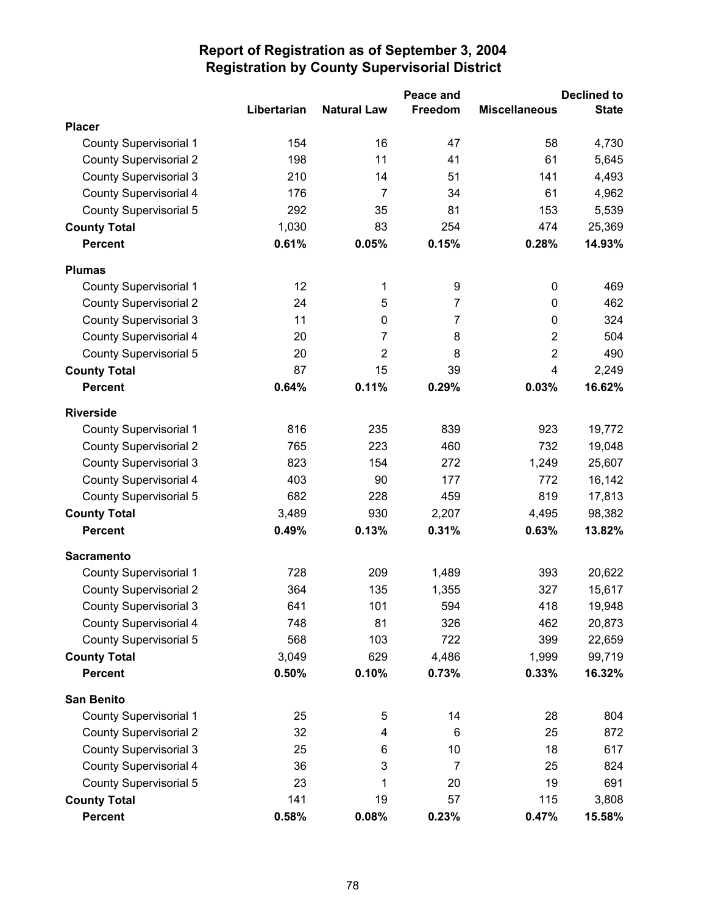# Report of Registration as of September 3, 2004
## Registration by County Supervisorial District

| | Libertarian | Natural Law | Peace and Freedom | Miscellaneous | Declined to State |
|---|---|---|---|---|---|
| **Placer** | | | | | |
| County Supervisorial 1 | 154 | 16 | 47 | 58 | 4,730 |
| County Supervisorial 2 | 198 | 11 | 41 | 61 | 5,645 |
| County Supervisorial 3 | 210 | 14 | 51 | 141 | 4,493 |
| County Supervisorial 4 | 176 | 7 | 34 | 61 | 4,962 |
| County Supervisorial 5 | 292 | 35 | 81 | 153 | 5,539 |
| **County Total** | 1,030 | 83 | 254 | 474 | 25,369 |
| **Percent** | **0.61%** | **0.05%** | **0.15%** | **0.28%** | **14.93%** |
| **Plumas** | | | | | |
| County Supervisorial 1 | 12 | 1 | 9 | 0 | 469 |
| County Supervisorial 2 | 24 | 5 | 7 | 0 | 462 |
| County Supervisorial 3 | 11 | 0 | 7 | 0 | 324 |
| County Supervisorial 4 | 20 | 7 | 8 | 2 | 504 |
| County Supervisorial 5 | 20 | 2 | 8 | 2 | 490 |
| **County Total** | 87 | 15 | 39 | 4 | 2,249 |
| **Percent** | **0.64%** | **0.11%** | **0.29%** | **0.03%** | **16.62%** |
| **Riverside** | | | | | |
| County Supervisorial 1 | 816 | 235 | 839 | 923 | 19,772 |
| County Supervisorial 2 | 765 | 223 | 460 | 732 | 19,048 |
| County Supervisorial 3 | 823 | 154 | 272 | 1,249 | 25,607 |
| County Supervisorial 4 | 403 | 90 | 177 | 772 | 16,142 |
| County Supervisorial 5 | 682 | 228 | 459 | 819 | 17,813 |
| **County Total** | 3,489 | 930 | 2,207 | 4,495 | 98,382 |
| **Percent** | **0.49%** | **0.13%** | **0.31%** | **0.63%** | **13.82%** |
| **Sacramento** | | | | | |
| County Supervisorial 1 | 728 | 209 | 1,489 | 393 | 20,622 |
| County Supervisorial 2 | 364 | 135 | 1,355 | 327 | 15,617 |
| County Supervisorial 3 | 641 | 101 | 594 | 418 | 19,948 |
| County Supervisorial 4 | 748 | 81 | 326 | 462 | 20,873 |
| County Supervisorial 5 | 568 | 103 | 722 | 399 | 22,659 |
| **County Total** | 3,049 | 629 | 4,486 | 1,999 | 99,719 |
| **Percent** | **0.50%** | **0.10%** | **0.73%** | **0.33%** | **16.32%** |
| **San Benito** | | | | | |
| County Supervisorial 1 | 25 | 5 | 14 | 28 | 804 |
| County Supervisorial 2 | 32 | 4 | 6 | 25 | 872 |
| County Supervisorial 3 | 25 | 6 | 10 | 18 | 617 |
| County Supervisorial 4 | 36 | 3 | 7 | 25 | 824 |
| County Supervisorial 5 | 23 | 1 | 20 | 19 | 691 |
| **County Total** | 141 | 19 | 57 | 115 | 3,808 |
| **Percent** | **0.58%** | **0.08%** | **0.23%** | **0.47%** | **15.58%** |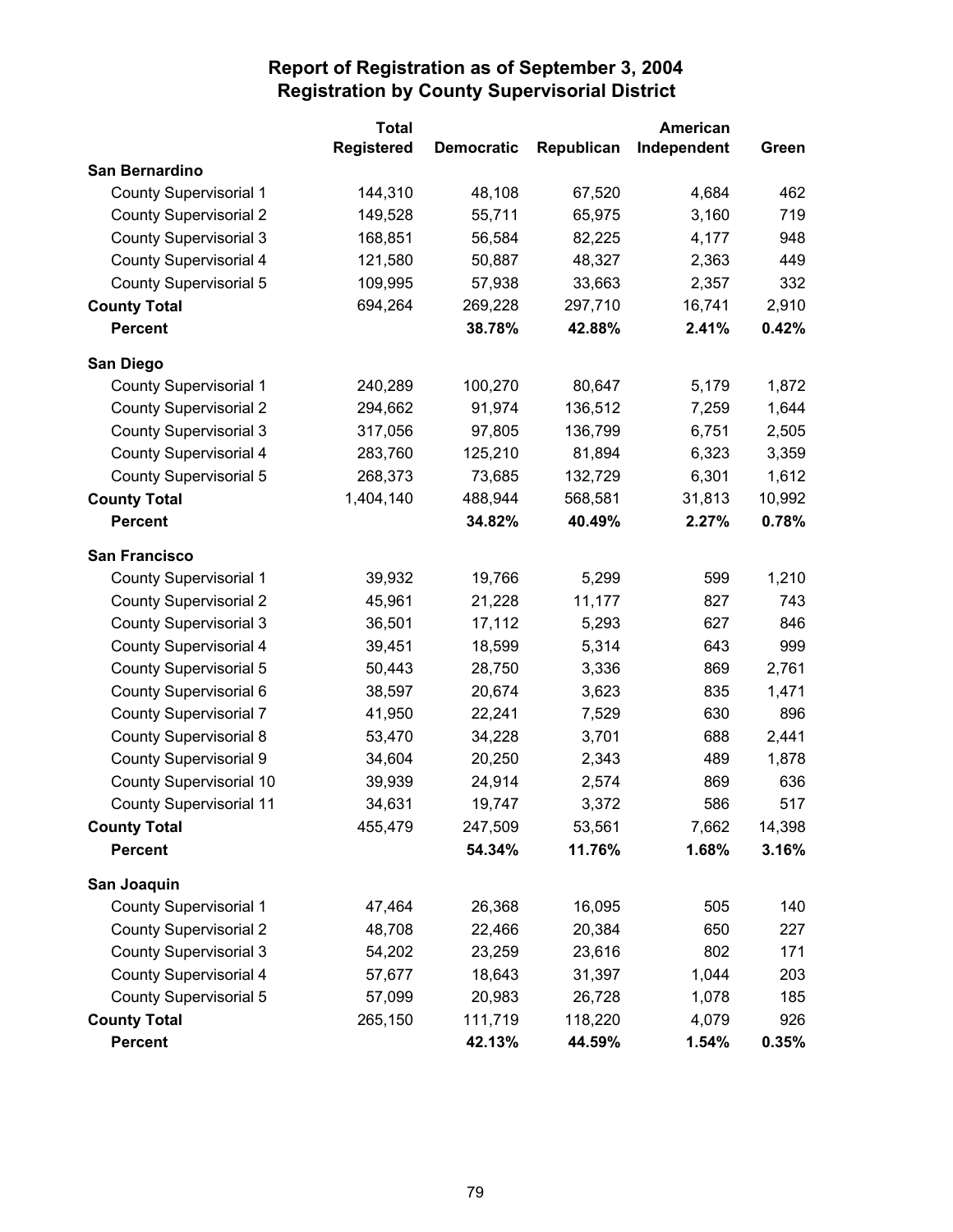# Report of Registration as of September 3, 2004
## Registration by County Supervisorial District

| | Total Registered | Democratic | Republican | American Independent | Green |
|---|---|---|---|---|---|
| **San Bernardino** | | | | | |
| County Supervisorial 1 | 144,310 | 48,108 | 67,520 | 4,684 | 462 |
| County Supervisorial 2 | 149,528 | 55,711 | 65,975 | 3,160 | 719 |
| County Supervisorial 3 | 168,851 | 56,584 | 82,225 | 4,177 | 948 |
| County Supervisorial 4 | 121,580 | 50,887 | 48,327 | 2,363 | 449 |
| County Supervisorial 5 | 109,995 | 57,938 | 33,663 | 2,357 | 332 |
| **County Total** | 694,264 | 269,228 | 297,710 | 16,741 | 2,910 |
| **Percent** | | **38.78%** | **42.88%** | **2.41%** | **0.42%** |
| **San Diego** | | | | | |
| County Supervisorial 1 | 240,289 | 100,270 | 80,647 | 5,179 | 1,872 |
| County Supervisorial 2 | 294,662 | 91,974 | 136,512 | 7,259 | 1,644 |
| County Supervisorial 3 | 317,056 | 97,805 | 136,799 | 6,751 | 2,505 |
| County Supervisorial 4 | 283,760 | 125,210 | 81,894 | 6,323 | 3,359 |
| County Supervisorial 5 | 268,373 | 73,685 | 132,729 | 6,301 | 1,612 |
| **County Total** | 1,404,140 | 488,944 | 568,581 | 31,813 | 10,992 |
| **Percent** | | **34.82%** | **40.49%** | **2.27%** | **0.78%** |
| **San Francisco** | | | | | |
| County Supervisorial 1 | 39,932 | 19,766 | 5,299 | 599 | 1,210 |
| County Supervisorial 2 | 45,961 | 21,228 | 11,177 | 827 | 743 |
| County Supervisorial 3 | 36,501 | 17,112 | 5,293 | 627 | 846 |
| County Supervisorial 4 | 39,451 | 18,599 | 5,314 | 643 | 999 |
| County Supervisorial 5 | 50,443 | 28,750 | 3,336 | 869 | 2,761 |
| County Supervisorial 6 | 38,597 | 20,674 | 3,623 | 835 | 1,471 |
| County Supervisorial 7 | 41,950 | 22,241 | 7,529 | 630 | 896 |
| County Supervisorial 8 | 53,470 | 34,228 | 3,701 | 688 | 2,441 |
| County Supervisorial 9 | 34,604 | 20,250 | 2,343 | 489 | 1,878 |
| County Supervisorial 10 | 39,939 | 24,914 | 2,574 | 869 | 636 |
| County Supervisorial 11 | 34,631 | 19,747 | 3,372 | 586 | 517 |
| **County Total** | 455,479 | 247,509 | 53,561 | 7,662 | 14,398 |
| **Percent** | | **54.34%** | **11.76%** | **1.68%** | **3.16%** |
| **San Joaquin** | | | | | |
| County Supervisorial 1 | 47,464 | 26,368 | 16,095 | 505 | 140 |
| County Supervisorial 2 | 48,708 | 22,466 | 20,384 | 650 | 227 |
| County Supervisorial 3 | 54,202 | 23,259 | 23,616 | 802 | 171 |
| County Supervisorial 4 | 57,677 | 18,643 | 31,397 | 1,044 | 203 |
| County Supervisorial 5 | 57,099 | 20,983 | 26,728 | 1,078 | 185 |
| **County Total** | 265,150 | 111,719 | 118,220 | 4,079 | 926 |
| **Percent** | | **42.13%** | **44.59%** | **1.54%** | **0.35%** |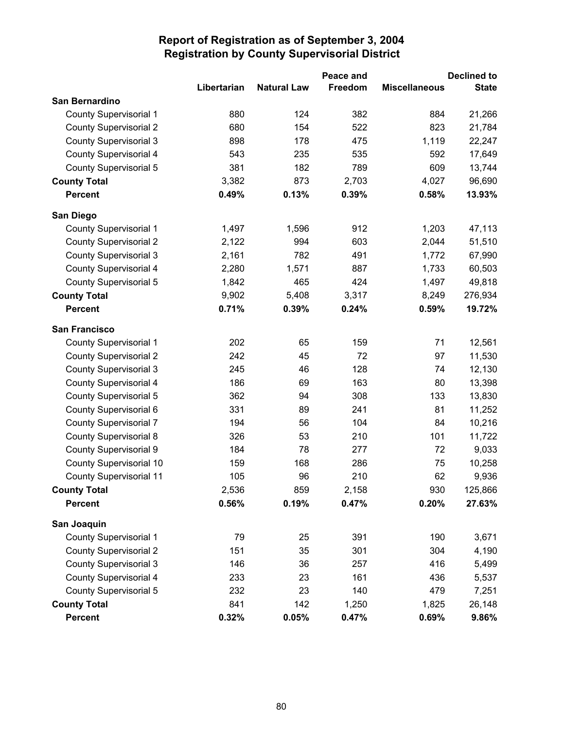# Report of Registration as of September 3, 2004
## Registration by County Supervisorial District

| | Libertarian | Natural Law | Peace and Freedom | Miscellaneous | Declined to State |
|---|---|---|---|---|---|
| **San Bernardino** | | | | | |
| County Supervisorial 1 | 880 | 124 | 382 | 884 | 21,266 |
| County Supervisorial 2 | 680 | 154 | 522 | 823 | 21,784 |
| County Supervisorial 3 | 898 | 178 | 475 | 1,119 | 22,247 |
| County Supervisorial 4 | 543 | 235 | 535 | 592 | 17,649 |
| County Supervisorial 5 | 381 | 182 | 789 | 609 | 13,744 |
| **County Total** | 3,382 | 873 | 2,703 | 4,027 | 96,690 |
| **Percent** | **0.49%** | **0.13%** | **0.39%** | **0.58%** | **13.93%** |
| **San Diego** | | | | | |
| County Supervisorial 1 | 1,497 | 1,596 | 912 | 1,203 | 47,113 |
| County Supervisorial 2 | 2,122 | 994 | 603 | 2,044 | 51,510 |
| County Supervisorial 3 | 2,161 | 782 | 491 | 1,772 | 67,990 |
| County Supervisorial 4 | 2,280 | 1,571 | 887 | 1,733 | 60,503 |
| County Supervisorial 5 | 1,842 | 465 | 424 | 1,497 | 49,818 |
| **County Total** | 9,902 | 5,408 | 3,317 | 8,249 | 276,934 |
| **Percent** | **0.71%** | **0.39%** | **0.24%** | **0.59%** | **19.72%** |
| **San Francisco** | | | | | |
| County Supervisorial 1 | 202 | 65 | 159 | 71 | 12,561 |
| County Supervisorial 2 | 242 | 45 | 72 | 97 | 11,530 |
| County Supervisorial 3 | 245 | 46 | 128 | 74 | 12,130 |
| County Supervisorial 4 | 186 | 69 | 163 | 80 | 13,398 |
| County Supervisorial 5 | 362 | 94 | 308 | 133 | 13,830 |
| County Supervisorial 6 | 331 | 89 | 241 | 81 | 11,252 |
| County Supervisorial 7 | 194 | 56 | 104 | 84 | 10,216 |
| County Supervisorial 8 | 326 | 53 | 210 | 101 | 11,722 |
| County Supervisorial 9 | 184 | 78 | 277 | 72 | 9,033 |
| County Supervisorial 10 | 159 | 168 | 286 | 75 | 10,258 |
| County Supervisorial 11 | 105 | 96 | 210 | 62 | 9,936 |
| **County Total** | 2,536 | 859 | 2,158 | 930 | 125,866 |
| **Percent** | **0.56%** | **0.19%** | **0.47%** | **0.20%** | **27.63%** |
| **San Joaquin** | | | | | |
| County Supervisorial 1 | 79 | 25 | 391 | 190 | 3,671 |
| County Supervisorial 2 | 151 | 35 | 301 | 304 | 4,190 |
| County Supervisorial 3 | 146 | 36 | 257 | 416 | 5,499 |
| County Supervisorial 4 | 233 | 23 | 161 | 436 | 5,537 |
| County Supervisorial 5 | 232 | 23 | 140 | 479 | 7,251 |
| **County Total** | 841 | 142 | 1,250 | 1,825 | 26,148 |
| **Percent** | **0.32%** | **0.05%** | **0.47%** | **0.69%** | **9.86%** |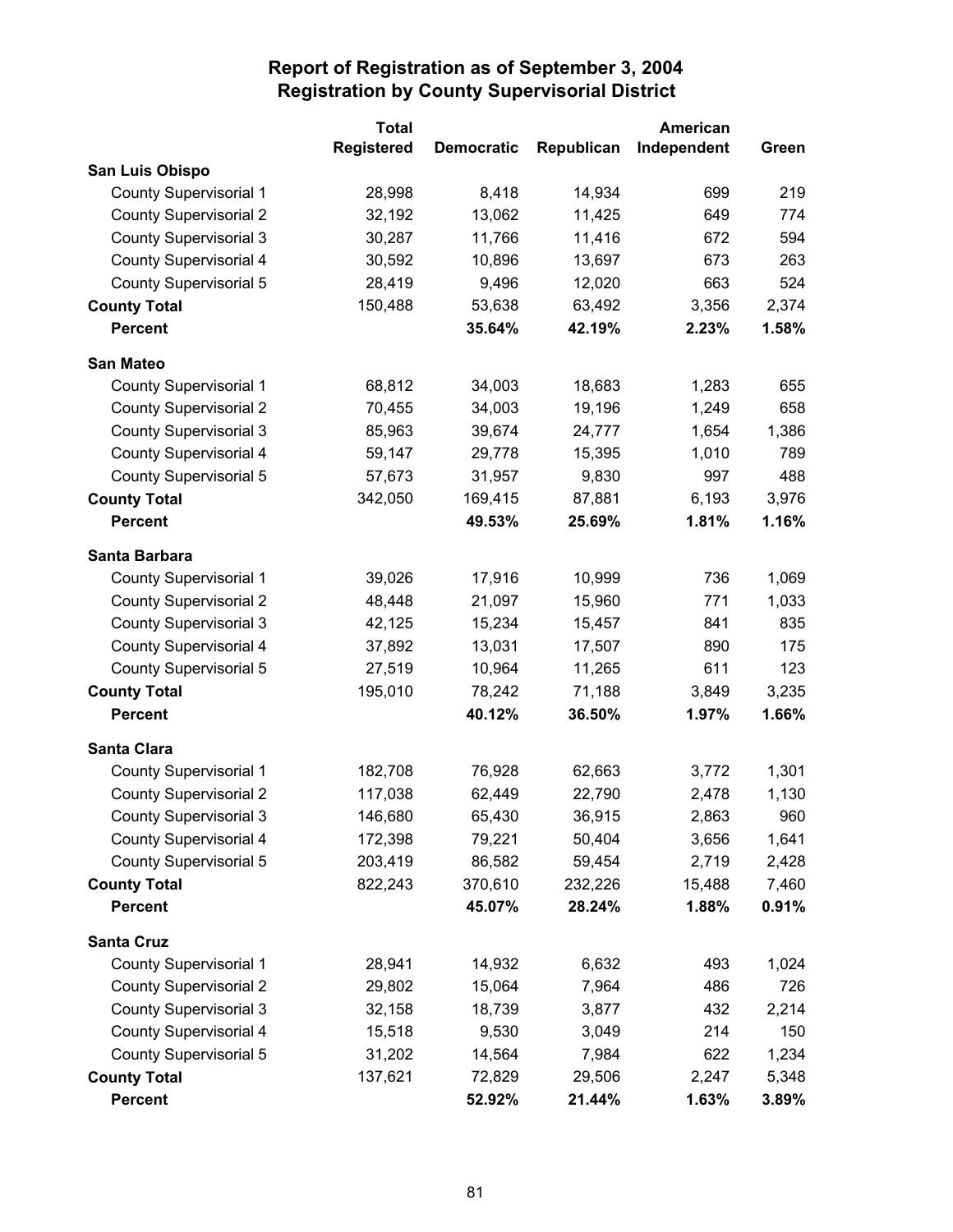# Report of Registration as of September 3, 2004
## Registration by County Supervisorial District

| | Total Registered | Democratic | Republican | American Independent | Green |
|---|---|---|---|---|---|
| **San Luis Obispo** | | | | | |
| County Supervisorial 1 | 28,998 | 8,418 | 14,934 | 699 | 219 |
| County Supervisorial 2 | 32,192 | 13,062 | 11,425 | 649 | 774 |
| County Supervisorial 3 | 30,287 | 11,766 | 11,416 | 672 | 594 |
| County Supervisorial 4 | 30,592 | 10,896 | 13,697 | 673 | 263 |
| County Supervisorial 5 | 28,419 | 9,496 | 12,020 | 663 | 524 |
| **County Total** | 150,488 | 53,638 | 63,492 | 3,356 | 2,374 |
| **Percent** | | **35.64%** | **42.19%** | **2.23%** | **1.58%** |
| **San Mateo** | | | | | |
| County Supervisorial 1 | 68,812 | 34,003 | 18,683 | 1,283 | 655 |
| County Supervisorial 2 | 70,455 | 34,003 | 19,196 | 1,249 | 658 |
| County Supervisorial 3 | 85,963 | 39,674 | 24,777 | 1,654 | 1,386 |
| County Supervisorial 4 | 59,147 | 29,778 | 15,395 | 1,010 | 789 |
| County Supervisorial 5 | 57,673 | 31,957 | 9,830 | 997 | 488 |
| **County Total** | 342,050 | 169,415 | 87,881 | 6,193 | 3,976 |
| **Percent** | | **49.53%** | **25.69%** | **1.81%** | **1.16%** |
| **Santa Barbara** | | | | | |
| County Supervisorial 1 | 39,026 | 17,916 | 10,999 | 736 | 1,069 |
| County Supervisorial 2 | 48,448 | 21,097 | 15,960 | 771 | 1,033 |
| County Supervisorial 3 | 42,125 | 15,234 | 15,457 | 841 | 835 |
| County Supervisorial 4 | 37,892 | 13,031 | 17,507 | 890 | 175 |
| County Supervisorial 5 | 27,519 | 10,964 | 11,265 | 611 | 123 |
| **County Total** | 195,010 | 78,242 | 71,188 | 3,849 | 3,235 |
| **Percent** | | **40.12%** | **36.50%** | **1.97%** | **1.66%** |
| **Santa Clara** | | | | | |
| County Supervisorial 1 | 182,708 | 76,928 | 62,663 | 3,772 | 1,301 |
| County Supervisorial 2 | 117,038 | 62,449 | 22,790 | 2,478 | 1,130 |
| County Supervisorial 3 | 146,680 | 65,430 | 36,915 | 2,863 | 960 |
| County Supervisorial 4 | 172,398 | 79,221 | 50,404 | 3,656 | 1,641 |
| County Supervisorial 5 | 203,419 | 86,582 | 59,454 | 2,719 | 2,428 |
| **County Total** | 822,243 | 370,610 | 232,226 | 15,488 | 7,460 |
| **Percent** | | **45.07%** | **28.24%** | **1.88%** | **0.91%** |
| **Santa Cruz** | | | | | |
| County Supervisorial 1 | 28,941 | 14,932 | 6,632 | 493 | 1,024 |
| County Supervisorial 2 | 29,802 | 15,064 | 7,964 | 486 | 726 |
| County Supervisorial 3 | 32,158 | 18,739 | 3,877 | 432 | 2,214 |
| County Supervisorial 4 | 15,518 | 9,530 | 3,049 | 214 | 150 |
| County Supervisorial 5 | 31,202 | 14,564 | 7,984 | 622 | 1,234 |
| **County Total** | 137,621 | 72,829 | 29,506 | 2,247 | 5,348 |
| **Percent** | | **52.92%** | **21.44%** | **1.63%** | **3.89%** |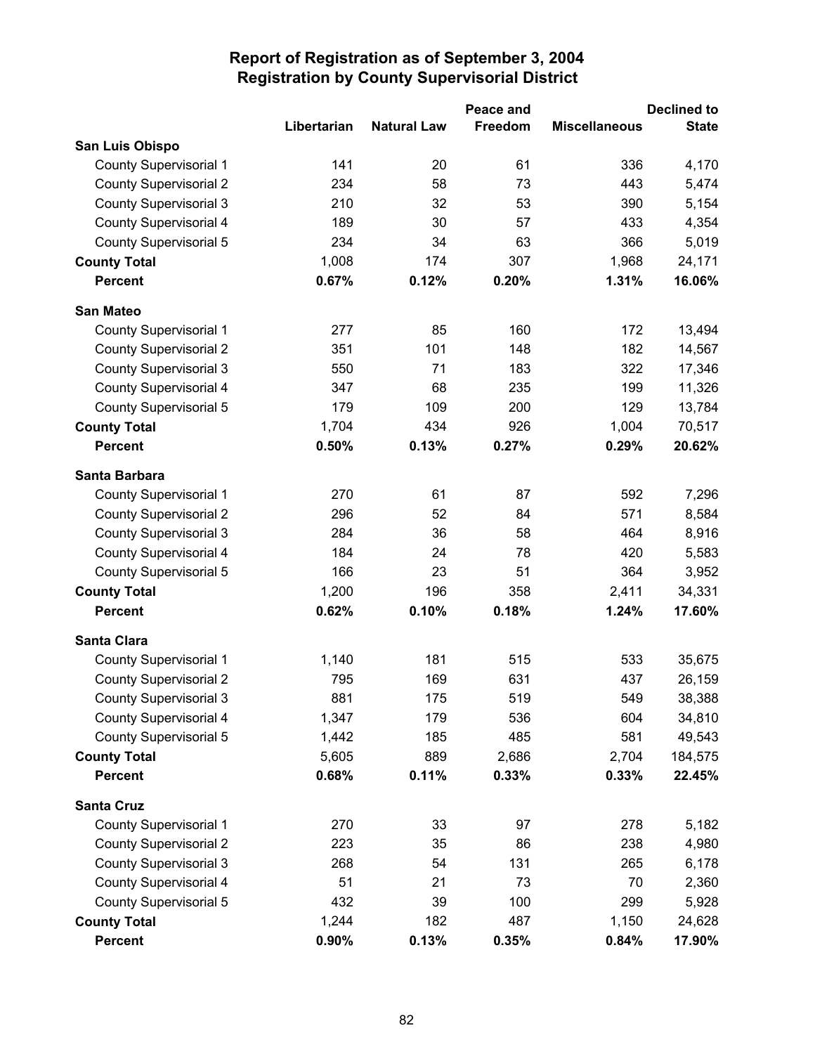# Report of Registration as of September 3, 2004
## Registration by County Supervisorial District

| | Libertarian | Natural Law | Peace and Freedom | Miscellaneous | Declined to State |
|---|---|---|---|---|---|
| **San Luis Obispo** | | | | | |
| County Supervisorial 1 | 141 | 20 | 61 | 336 | 4,170 |
| County Supervisorial 2 | 234 | 58 | 73 | 443 | 5,474 |
| County Supervisorial 3 | 210 | 32 | 53 | 390 | 5,154 |
| County Supervisorial 4 | 189 | 30 | 57 | 433 | 4,354 |
| County Supervisorial 5 | 234 | 34 | 63 | 366 | 5,019 |
| **County Total** | 1,008 | 174 | 307 | 1,968 | 24,171 |
| **Percent** | **0.67%** | **0.12%** | **0.20%** | **1.31%** | **16.06%** |
| **San Mateo** | | | | | |
| County Supervisorial 1 | 277 | 85 | 160 | 172 | 13,494 |
| County Supervisorial 2 | 351 | 101 | 148 | 182 | 14,567 |
| County Supervisorial 3 | 550 | 71 | 183 | 322 | 17,346 |
| County Supervisorial 4 | 347 | 68 | 235 | 199 | 11,326 |
| County Supervisorial 5 | 179 | 109 | 200 | 129 | 13,784 |
| **County Total** | 1,704 | 434 | 926 | 1,004 | 70,517 |
| **Percent** | **0.50%** | **0.13%** | **0.27%** | **0.29%** | **20.62%** |
| **Santa Barbara** | | | | | |
| County Supervisorial 1 | 270 | 61 | 87 | 592 | 7,296 |
| County Supervisorial 2 | 296 | 52 | 84 | 571 | 8,584 |
| County Supervisorial 3 | 284 | 36 | 58 | 464 | 8,916 |
| County Supervisorial 4 | 184 | 24 | 78 | 420 | 5,583 |
| County Supervisorial 5 | 166 | 23 | 51 | 364 | 3,952 |
| **County Total** | 1,200 | 196 | 358 | 2,411 | 34,331 |
| **Percent** | **0.62%** | **0.10%** | **0.18%** | **1.24%** | **17.60%** |
| **Santa Clara** | | | | | |
| County Supervisorial 1 | 1,140 | 181 | 515 | 533 | 35,675 |
| County Supervisorial 2 | 795 | 169 | 631 | 437 | 26,159 |
| County Supervisorial 3 | 881 | 175 | 519 | 549 | 38,388 |
| County Supervisorial 4 | 1,347 | 179 | 536 | 604 | 34,810 |
| County Supervisorial 5 | 1,442 | 185 | 485 | 581 | 49,543 |
| **County Total** | 5,605 | 889 | 2,686 | 2,704 | 184,575 |
| **Percent** | **0.68%** | **0.11%** | **0.33%** | **0.33%** | **22.45%** |
| **Santa Cruz** | | | | | |
| County Supervisorial 1 | 270 | 33 | 97 | 278 | 5,182 |
| County Supervisorial 2 | 223 | 35 | 86 | 238 | 4,980 |
| County Supervisorial 3 | 268 | 54 | 131 | 265 | 6,178 |
| County Supervisorial 4 | 51 | 21 | 73 | 70 | 2,360 |
| County Supervisorial 5 | 432 | 39 | 100 | 299 | 5,928 |
| **County Total** | 1,244 | 182 | 487 | 1,150 | 24,628 |
| **Percent** | **0.90%** | **0.13%** | **0.35%** | **0.84%** | **17.90%** |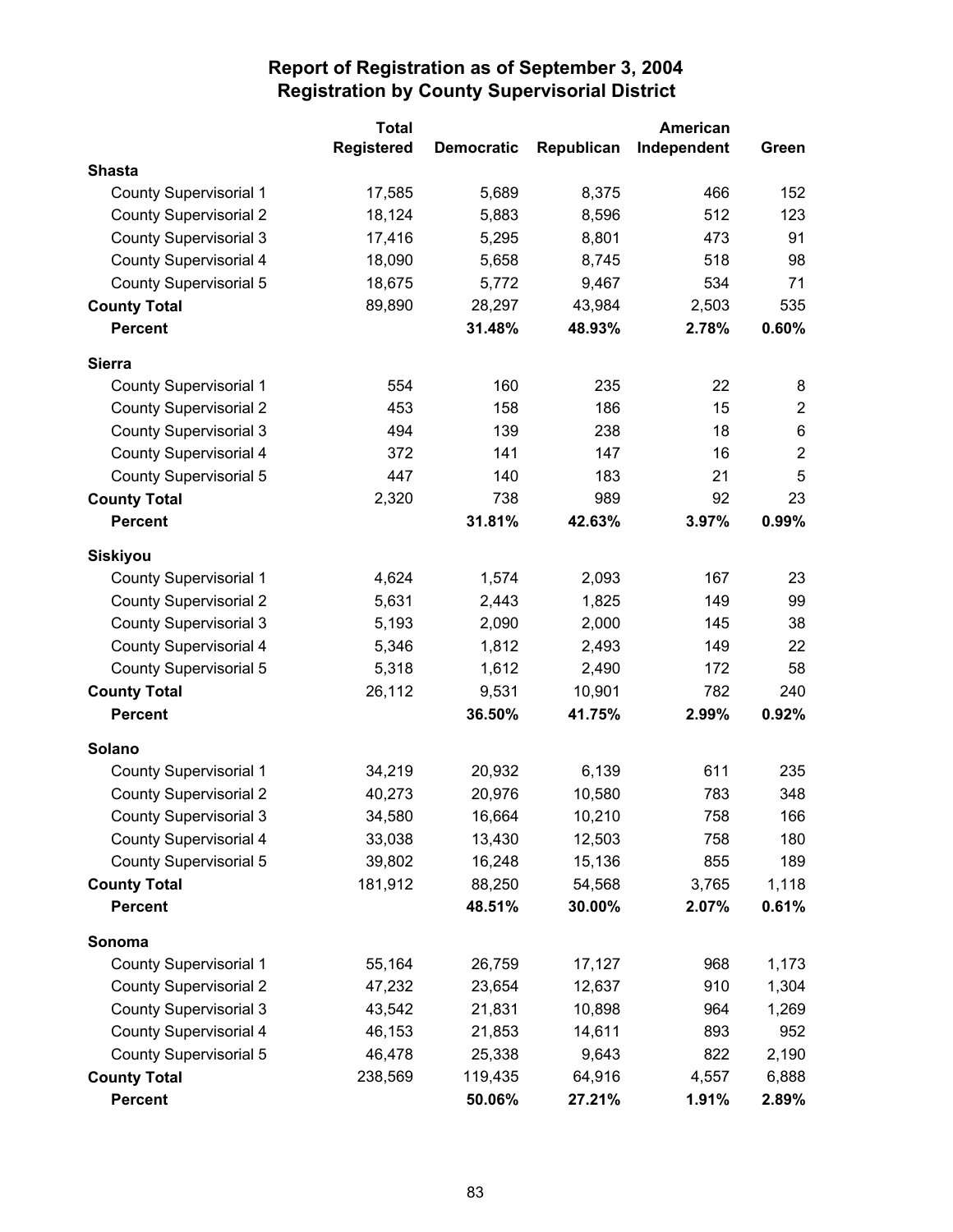# Report of Registration as of September 3, 2004
## Registration by County Supervisorial District

| | Total Registered | Democratic | Republican | American Independent | Green |
|---|---|---|---|---|---|
| **Shasta** | | | | | |
| County Supervisorial 1 | 17,585 | 5,689 | 8,375 | 466 | 152 |
| County Supervisorial 2 | 18,124 | 5,883 | 8,596 | 512 | 123 |
| County Supervisorial 3 | 17,416 | 5,295 | 8,801 | 473 | 91 |
| County Supervisorial 4 | 18,090 | 5,658 | 8,745 | 518 | 98 |
| County Supervisorial 5 | 18,675 | 5,772 | 9,467 | 534 | 71 |
| **County Total** | 89,890 | 28,297 | 43,984 | 2,503 | 535 |
| **Percent** | | **31.48%** | **48.93%** | **2.78%** | **0.60%** |
| **Sierra** | | | | | |
| County Supervisorial 1 | 554 | 160 | 235 | 22 | 8 |
| County Supervisorial 2 | 453 | 158 | 186 | 15 | 2 |
| County Supervisorial 3 | 494 | 139 | 238 | 18 | 6 |
| County Supervisorial 4 | 372 | 141 | 147 | 16 | 2 |
| County Supervisorial 5 | 447 | 140 | 183 | 21 | 5 |
| **County Total** | 2,320 | 738 | 989 | 92 | 23 |
| **Percent** | | **31.81%** | **42.63%** | **3.97%** | **0.99%** |
| **Siskiyou** | | | | | |
| County Supervisorial 1 | 4,624 | 1,574 | 2,093 | 167 | 23 |
| County Supervisorial 2 | 5,631 | 2,443 | 1,825 | 149 | 99 |
| County Supervisorial 3 | 5,193 | 2,090 | 2,000 | 145 | 38 |
| County Supervisorial 4 | 5,346 | 1,812 | 2,493 | 149 | 22 |
| County Supervisorial 5 | 5,318 | 1,612 | 2,490 | 172 | 58 |
| **County Total** | 26,112 | 9,531 | 10,901 | 782 | 240 |
| **Percent** | | **36.50%** | **41.75%** | **2.99%** | **0.92%** |
| **Solano** | | | | | |
| County Supervisorial 1 | 34,219 | 20,932 | 6,139 | 611 | 235 |
| County Supervisorial 2 | 40,273 | 20,976 | 10,580 | 783 | 348 |
| County Supervisorial 3 | 34,580 | 16,664 | 10,210 | 758 | 166 |
| County Supervisorial 4 | 33,038 | 13,430 | 12,503 | 758 | 180 |
| County Supervisorial 5 | 39,802 | 16,248 | 15,136 | 855 | 189 |
| **County Total** | 181,912 | 88,250 | 54,568 | 3,765 | 1,118 |
| **Percent** | | **48.51%** | **30.00%** | **2.07%** | **0.61%** |
| **Sonoma** | | | | | |
| County Supervisorial 1 | 55,164 | 26,759 | 17,127 | 968 | 1,173 |
| County Supervisorial 2 | 47,232 | 23,654 | 12,637 | 910 | 1,304 |
| County Supervisorial 3 | 43,542 | 21,831 | 10,898 | 964 | 1,269 |
| County Supervisorial 4 | 46,153 | 21,853 | 14,611 | 893 | 952 |
| County Supervisorial 5 | 46,478 | 25,338 | 9,643 | 822 | 2,190 |
| **County Total** | 238,569 | 119,435 | 64,916 | 4,557 | 6,888 |
| **Percent** | | **50.06%** | **27.21%** | **1.91%** | **2.89%** |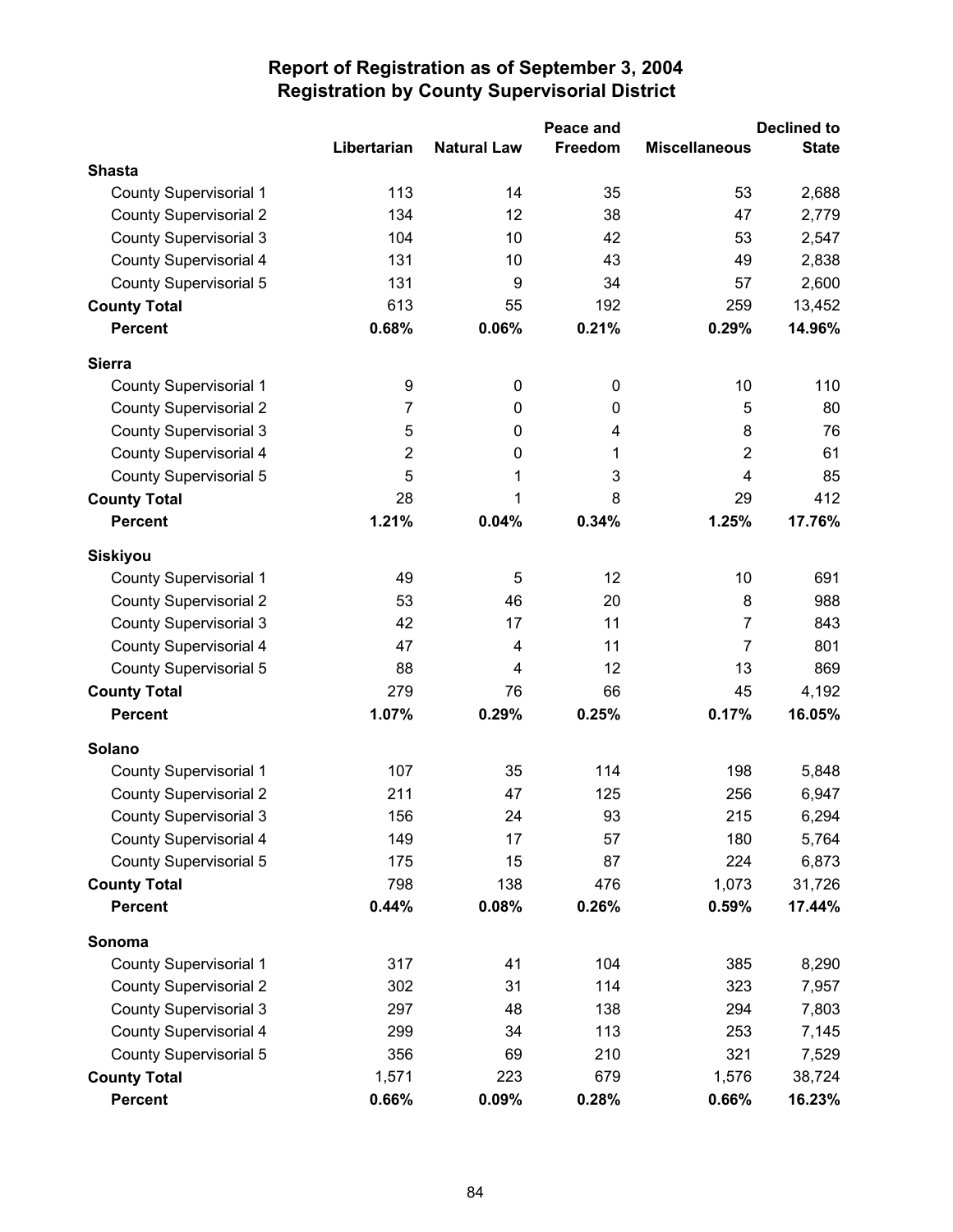# Report of Registration as of September 3, 2004
## Registration by County Supervisorial District

| | Libertarian | Natural Law | Peace and Freedom | Miscellaneous | Declined to State |
|---|---|---|---|---|---|
| **Shasta** | | | | | |
| County Supervisorial 1 | 113 | 14 | 35 | 53 | 2,688 |
| County Supervisorial 2 | 134 | 12 | 38 | 47 | 2,779 |
| County Supervisorial 3 | 104 | 10 | 42 | 53 | 2,547 |
| County Supervisorial 4 | 131 | 10 | 43 | 49 | 2,838 |
| County Supervisorial 5 | 131 | 9 | 34 | 57 | 2,600 |
| **County Total** | 613 | 55 | 192 | 259 | 13,452 |
| **Percent** | **0.68%** | **0.06%** | **0.21%** | **0.29%** | **14.96%** |
| **Sierra** | | | | | |
| County Supervisorial 1 | 9 | 0 | 0 | 10 | 110 |
| County Supervisorial 2 | 7 | 0 | 0 | 5 | 80 |
| County Supervisorial 3 | 5 | 0 | 4 | 8 | 76 |
| County Supervisorial 4 | 2 | 0 | 1 | 2 | 61 |
| County Supervisorial 5 | 5 | 1 | 3 | 4 | 85 |
| **County Total** | 28 | 1 | 8 | 29 | 412 |
| **Percent** | **1.21%** | **0.04%** | **0.34%** | **1.25%** | **17.76%** |
| **Siskiyou** | | | | | |
| County Supervisorial 1 | 49 | 5 | 12 | 10 | 691 |
| County Supervisorial 2 | 53 | 46 | 20 | 8 | 988 |
| County Supervisorial 3 | 42 | 17 | 11 | 7 | 843 |
| County Supervisorial 4 | 47 | 4 | 11 | 7 | 801 |
| County Supervisorial 5 | 88 | 4 | 12 | 13 | 869 |
| **County Total** | 279 | 76 | 66 | 45 | 4,192 |
| **Percent** | **1.07%** | **0.29%** | **0.25%** | **0.17%** | **16.05%** |
| **Solano** | | | | | |
| County Supervisorial 1 | 107 | 35 | 114 | 198 | 5,848 |
| County Supervisorial 2 | 211 | 47 | 125 | 256 | 6,947 |
| County Supervisorial 3 | 156 | 24 | 93 | 215 | 6,294 |
| County Supervisorial 4 | 149 | 17 | 57 | 180 | 5,764 |
| County Supervisorial 5 | 175 | 15 | 87 | 224 | 6,873 |
| **County Total** | 798 | 138 | 476 | 1,073 | 31,726 |
| **Percent** | **0.44%** | **0.08%** | **0.26%** | **0.59%** | **17.44%** |
| **Sonoma** | | | | | |
| County Supervisorial 1 | 317 | 41 | 104 | 385 | 8,290 |
| County Supervisorial 2 | 302 | 31 | 114 | 323 | 7,957 |
| County Supervisorial 3 | 297 | 48 | 138 | 294 | 7,803 |
| County Supervisorial 4 | 299 | 34 | 113 | 253 | 7,145 |
| County Supervisorial 5 | 356 | 69 | 210 | 321 | 7,529 |
| **County Total** | 1,571 | 223 | 679 | 1,576 | 38,724 |
| **Percent** | **0.66%** | **0.09%** | **0.28%** | **0.66%** | **16.23%** |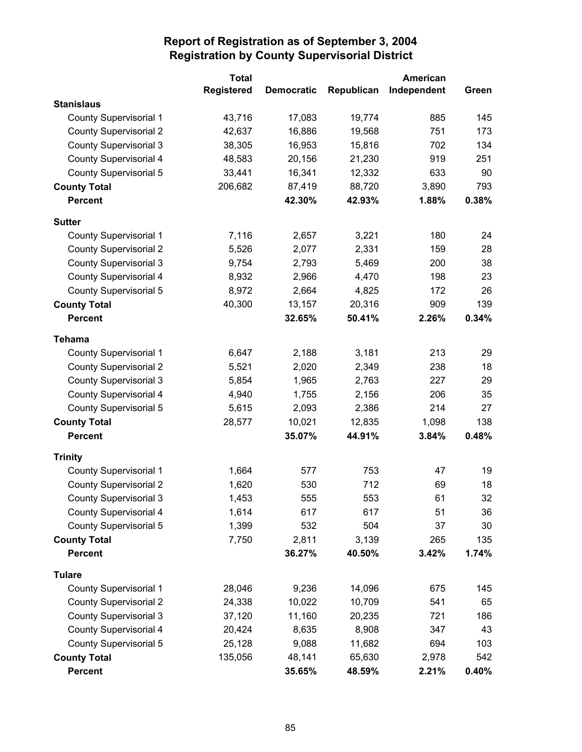# Report of Registration as of September 3, 2004
## Registration by County Supervisorial District

| | Total Registered | Democratic | Republican | American Independent | Green |
|---|---|---|---|---|---|
| **Stanislaus** | | | | | |
| County Supervisorial 1 | 43,716 | 17,083 | 19,774 | 885 | 145 |
| County Supervisorial 2 | 42,637 | 16,886 | 19,568 | 751 | 173 |
| County Supervisorial 3 | 38,305 | 16,953 | 15,816 | 702 | 134 |
| County Supervisorial 4 | 48,583 | 20,156 | 21,230 | 919 | 251 |
| County Supervisorial 5 | 33,441 | 16,341 | 12,332 | 633 | 90 |
| **County Total** | 206,682 | 87,419 | 88,720 | 3,890 | 793 |
| **Percent** | | **42.30%** | **42.93%** | **1.88%** | **0.38%** |
| **Sutter** | | | | | |
| County Supervisorial 1 | 7,116 | 2,657 | 3,221 | 180 | 24 |
| County Supervisorial 2 | 5,526 | 2,077 | 2,331 | 159 | 28 |
| County Supervisorial 3 | 9,754 | 2,793 | 5,469 | 200 | 38 |
| County Supervisorial 4 | 8,932 | 2,966 | 4,470 | 198 | 23 |
| County Supervisorial 5 | 8,972 | 2,664 | 4,825 | 172 | 26 |
| **County Total** | 40,300 | 13,157 | 20,316 | 909 | 139 |
| **Percent** | | **32.65%** | **50.41%** | **2.26%** | **0.34%** |
| **Tehama** | | | | | |
| County Supervisorial 1 | 6,647 | 2,188 | 3,181 | 213 | 29 |
| County Supervisorial 2 | 5,521 | 2,020 | 2,349 | 238 | 18 |
| County Supervisorial 3 | 5,854 | 1,965 | 2,763 | 227 | 29 |
| County Supervisorial 4 | 4,940 | 1,755 | 2,156 | 206 | 35 |
| County Supervisorial 5 | 5,615 | 2,093 | 2,386 | 214 | 27 |
| **County Total** | 28,577 | 10,021 | 12,835 | 1,098 | 138 |
| **Percent** | | **35.07%** | **44.91%** | **3.84%** | **0.48%** |
| **Trinity** | | | | | |
| County Supervisorial 1 | 1,664 | 577 | 753 | 47 | 19 |
| County Supervisorial 2 | 1,620 | 530 | 712 | 69 | 18 |
| County Supervisorial 3 | 1,453 | 555 | 553 | 61 | 32 |
| County Supervisorial 4 | 1,614 | 617 | 617 | 51 | 36 |
| County Supervisorial 5 | 1,399 | 532 | 504 | 37 | 30 |
| **County Total** | 7,750 | 2,811 | 3,139 | 265 | 135 |
| **Percent** | | **36.27%** | **40.50%** | **3.42%** | **1.74%** |
| **Tulare** | | | | | |
| County Supervisorial 1 | 28,046 | 9,236 | 14,096 | 675 | 145 |
| County Supervisorial 2 | 24,338 | 10,022 | 10,709 | 541 | 65 |
| County Supervisorial 3 | 37,120 | 11,160 | 20,235 | 721 | 186 |
| County Supervisorial 4 | 20,424 | 8,635 | 8,908 | 347 | 43 |
| County Supervisorial 5 | 25,128 | 9,088 | 11,682 | 694 | 103 |
| **County Total** | 135,056 | 48,141 | 65,630 | 2,978 | 542 |
| **Percent** | | **35.65%** | **48.59%** | **2.21%** | **0.40%** |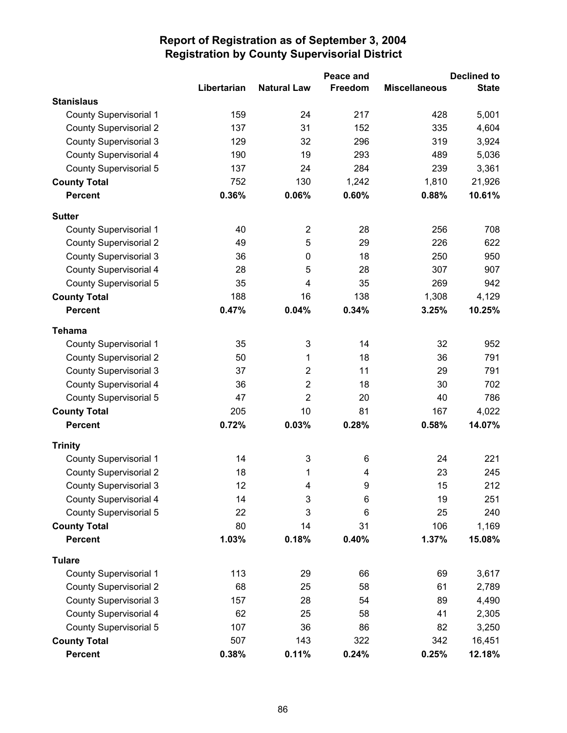# Report of Registration as of September 3, 2004
## Registration by County Supervisorial District

| | Libertarian | Natural Law | Peace and Freedom | Miscellaneous | Declined to State |
|---|---|---|---|---|---|
| **Stanislaus** | | | | | |
| County Supervisorial 1 | 159 | 24 | 217 | 428 | 5,001 |
| County Supervisorial 2 | 137 | 31 | 152 | 335 | 4,604 |
| County Supervisorial 3 | 129 | 32 | 296 | 319 | 3,924 |
| County Supervisorial 4 | 190 | 19 | 293 | 489 | 5,036 |
| County Supervisorial 5 | 137 | 24 | 284 | 239 | 3,361 |
| **County Total** | 752 | 130 | 1,242 | 1,810 | 21,926 |
| **Percent** | **0.36%** | **0.06%** | **0.60%** | **0.88%** | **10.61%** |
| **Sutter** | | | | | |
| County Supervisorial 1 | 40 | 2 | 28 | 256 | 708 |
| County Supervisorial 2 | 49 | 5 | 29 | 226 | 622 |
| County Supervisorial 3 | 36 | 0 | 18 | 250 | 950 |
| County Supervisorial 4 | 28 | 5 | 28 | 307 | 907 |
| County Supervisorial 5 | 35 | 4 | 35 | 269 | 942 |
| **County Total** | 188 | 16 | 138 | 1,308 | 4,129 |
| **Percent** | **0.47%** | **0.04%** | **0.34%** | **3.25%** | **10.25%** |
| **Tehama** | | | | | |
| County Supervisorial 1 | 35 | 3 | 14 | 32 | 952 |
| County Supervisorial 2 | 50 | 1 | 18 | 36 | 791 |
| County Supervisorial 3 | 37 | 2 | 11 | 29 | 791 |
| County Supervisorial 4 | 36 | 2 | 18 | 30 | 702 |
| County Supervisorial 5 | 47 | 2 | 20 | 40 | 786 |
| **County Total** | 205 | 10 | 81 | 167 | 4,022 |
| **Percent** | **0.72%** | **0.03%** | **0.28%** | **0.58%** | **14.07%** |
| **Trinity** | | | | | |
| County Supervisorial 1 | 14 | 3 | 6 | 24 | 221 |
| County Supervisorial 2 | 18 | 1 | 4 | 23 | 245 |
| County Supervisorial 3 | 12 | 4 | 9 | 15 | 212 |
| County Supervisorial 4 | 14 | 3 | 6 | 19 | 251 |
| County Supervisorial 5 | 22 | 3 | 6 | 25 | 240 |
| **County Total** | 80 | 14 | 31 | 106 | 1,169 |
| **Percent** | **1.03%** | **0.18%** | **0.40%** | **1.37%** | **15.08%** |
| **Tulare** | | | | | |
| County Supervisorial 1 | 113 | 29 | 66 | 69 | 3,617 |
| County Supervisorial 2 | 68 | 25 | 58 | 61 | 2,789 |
| County Supervisorial 3 | 157 | 28 | 54 | 89 | 4,490 |
| County Supervisorial 4 | 62 | 25 | 58 | 41 | 2,305 |
| County Supervisorial 5 | 107 | 36 | 86 | 82 | 3,250 |
| **County Total** | 507 | 143 | 322 | 342 | 16,451 |
| **Percent** | **0.38%** | **0.11%** | **0.24%** | **0.25%** | **12.18%** |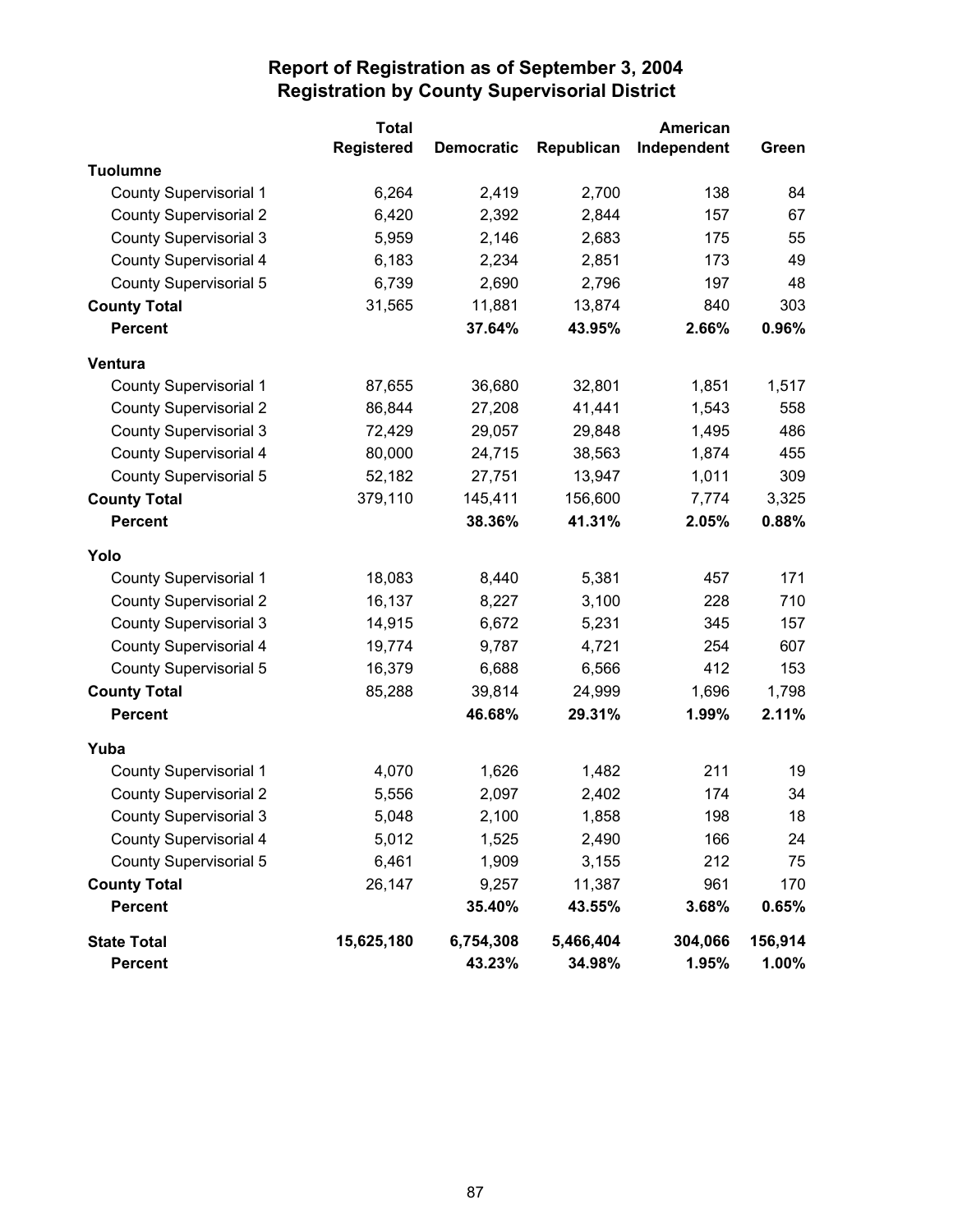# Report of Registration as of September 3, 2004
## Registration by County Supervisorial District

| | Total Registered | Democratic | Republican | American Independent | Green |
|---|---|---|---|---|---|
| **Tuolumne** | | | | | |
| County Supervisorial 1 | 6,264 | 2,419 | 2,700 | 138 | 84 |
| County Supervisorial 2 | 6,420 | 2,392 | 2,844 | 157 | 67 |
| County Supervisorial 3 | 5,959 | 2,146 | 2,683 | 175 | 55 |
| County Supervisorial 4 | 6,183 | 2,234 | 2,851 | 173 | 49 |
| County Supervisorial 5 | 6,739 | 2,690 | 2,796 | 197 | 48 |
| **County Total** | 31,565 | 11,881 | 13,874 | 840 | 303 |
| **Percent** | | **37.64%** | **43.95%** | **2.66%** | **0.96%** |
| **Ventura** | | | | | |
| County Supervisorial 1 | 87,655 | 36,680 | 32,801 | 1,851 | 1,517 |
| County Supervisorial 2 | 86,844 | 27,208 | 41,441 | 1,543 | 558 |
| County Supervisorial 3 | 72,429 | 29,057 | 29,848 | 1,495 | 486 |
| County Supervisorial 4 | 80,000 | 24,715 | 38,563 | 1,874 | 455 |
| County Supervisorial 5 | 52,182 | 27,751 | 13,947 | 1,011 | 309 |
| **County Total** | 379,110 | 145,411 | 156,600 | 7,774 | 3,325 |
| **Percent** | | **38.36%** | **41.31%** | **2.05%** | **0.88%** |
| **Yolo** | | | | | |
| County Supervisorial 1 | 18,083 | 8,440 | 5,381 | 457 | 171 |
| County Supervisorial 2 | 16,137 | 8,227 | 3,100 | 228 | 710 |
| County Supervisorial 3 | 14,915 | 6,672 | 5,231 | 345 | 157 |
| County Supervisorial 4 | 19,774 | 9,787 | 4,721 | 254 | 607 |
| County Supervisorial 5 | 16,379 | 6,688 | 6,566 | 412 | 153 |
| **County Total** | 85,288 | 39,814 | 24,999 | 1,696 | 1,798 |
| **Percent** | | **46.68%** | **29.31%** | **1.99%** | **2.11%** |
| **Yuba** | | | | | |
| County Supervisorial 1 | 4,070 | 1,626 | 1,482 | 211 | 19 |
| County Supervisorial 2 | 5,556 | 2,097 | 2,402 | 174 | 34 |
| County Supervisorial 3 | 5,048 | 2,100 | 1,858 | 198 | 18 |
| County Supervisorial 4 | 5,012 | 1,525 | 2,490 | 166 | 24 |
| County Supervisorial 5 | 6,461 | 1,909 | 3,155 | 212 | 75 |
| **County Total** | 26,147 | 9,257 | 11,387 | 961 | 170 |
| **Percent** | | **35.40%** | **43.55%** | **3.68%** | **0.65%** |
| **State Total** | **15,625,180** | **6,754,308** | **5,466,404** | **304,066** | **156,914** |
| **Percent** | | **43.23%** | **34.98%** | **1.95%** | **1.00%** |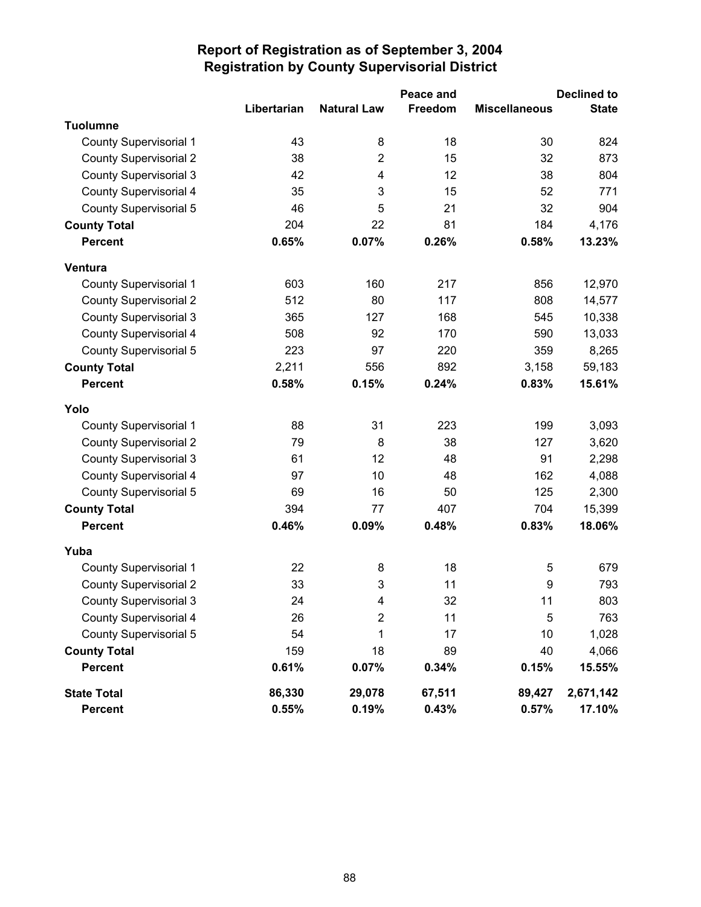# Report of Registration as of September 3, 2004
## Registration by County Supervisorial District

| | Libertarian | Natural Law | Peace and Freedom | Miscellaneous | Declined to State |
|---|---|---|---|---|---|
| **Tuolumne** | | | | | |
| County Supervisorial 1 | 43 | 8 | 18 | 30 | 824 |
| County Supervisorial 2 | 38 | 2 | 15 | 32 | 873 |
| County Supervisorial 3 | 42 | 4 | 12 | 38 | 804 |
| County Supervisorial 4 | 35 | 3 | 15 | 52 | 771 |
| County Supervisorial 5 | 46 | 5 | 21 | 32 | 904 |
| **County Total** | 204 | 22 | 81 | 184 | 4,176 |
| **Percent** | **0.65%** | **0.07%** | **0.26%** | **0.58%** | **13.23%** |
| **Ventura** | | | | | |
| County Supervisorial 1 | 603 | 160 | 217 | 856 | 12,970 |
| County Supervisorial 2 | 512 | 80 | 117 | 808 | 14,577 |
| County Supervisorial 3 | 365 | 127 | 168 | 545 | 10,338 |
| County Supervisorial 4 | 508 | 92 | 170 | 590 | 13,033 |
| County Supervisorial 5 | 223 | 97 | 220 | 359 | 8,265 |
| **County Total** | 2,211 | 556 | 892 | 3,158 | 59,183 |
| **Percent** | **0.58%** | **0.15%** | **0.24%** | **0.83%** | **15.61%** |
| **Yolo** | | | | | |
| County Supervisorial 1 | 88 | 31 | 223 | 199 | 3,093 |
| County Supervisorial 2 | 79 | 8 | 38 | 127 | 3,620 |
| County Supervisorial 3 | 61 | 12 | 48 | 91 | 2,298 |
| County Supervisorial 4 | 97 | 10 | 48 | 162 | 4,088 |
| County Supervisorial 5 | 69 | 16 | 50 | 125 | 2,300 |
| **County Total** | 394 | 77 | 407 | 704 | 15,399 |
| **Percent** | **0.46%** | **0.09%** | **0.48%** | **0.83%** | **18.06%** |
| **Yuba** | | | | | |
| County Supervisorial 1 | 22 | 8 | 18 | 5 | 679 |
| County Supervisorial 2 | 33 | 3 | 11 | 9 | 793 |
| County Supervisorial 3 | 24 | 4 | 32 | 11 | 803 |
| County Supervisorial 4 | 26 | 2 | 11 | 5 | 763 |
| County Supervisorial 5 | 54 | 1 | 17 | 10 | 1,028 |
| **County Total** | 159 | 18 | 89 | 40 | 4,066 |
| **Percent** | **0.61%** | **0.07%** | **0.34%** | **0.15%** | **15.55%** |
| **State Total** | **86,330** | **29,078** | **67,511** | **89,427** | **2,671,142** |
| **Percent** | **0.55%** | **0.19%** | **0.43%** | **0.57%** | **17.10%** |